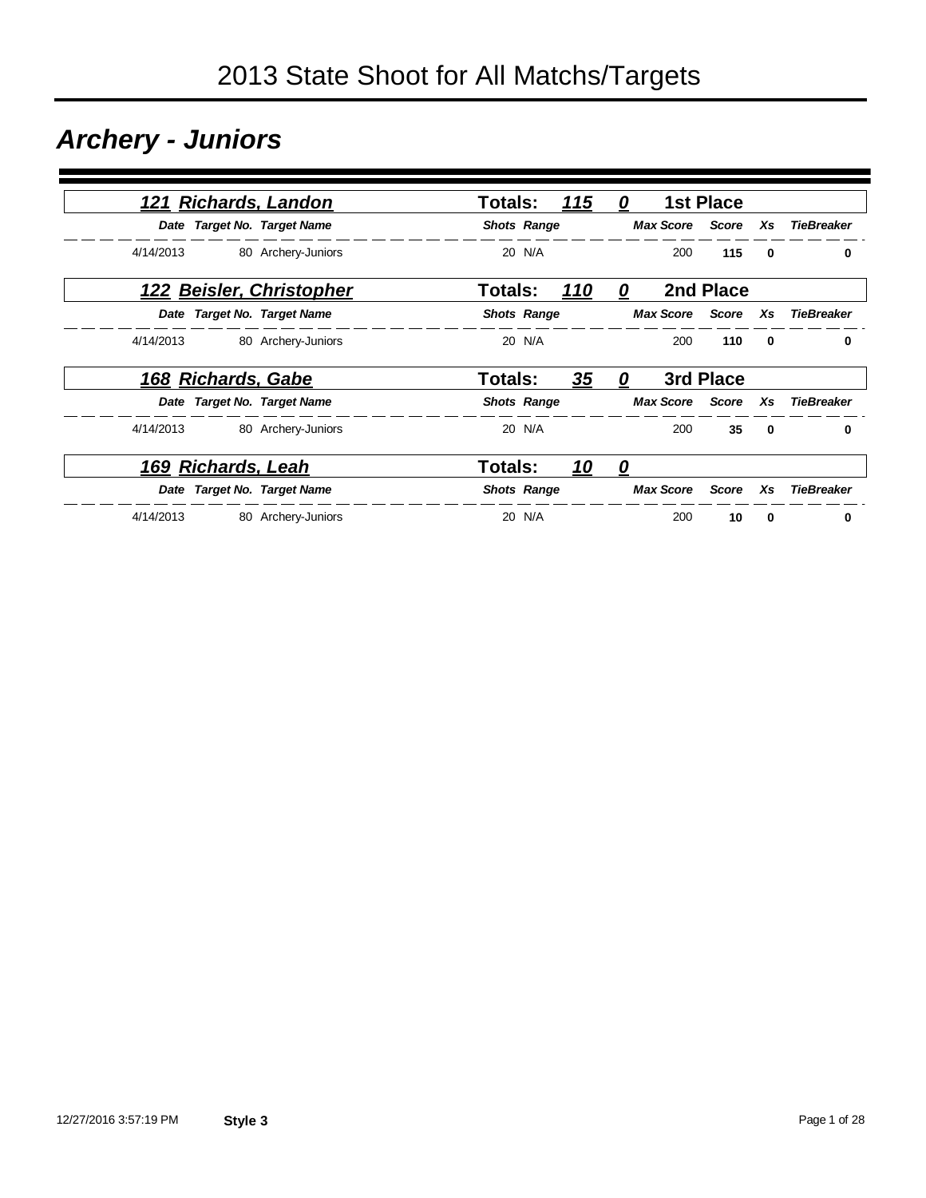# 2013 State Shoot for All Matchs/Targets

## *Archery - Juniors*

### *121 Richards, Landon* — Totals: 115 — 0 — 1st Place

| Date | Target No. | Target Name | Shots | Range | Max Score | Score | Xs | TieBreaker |
|---|---|---|---|---|---|---|---|---|
| 4/14/2013 | 80 | Archery-Juniors | 20 | N/A | 200 | **115** | **0** | **0** |

### *122 Beisler, Christopher* — Totals: 110 — 0 — 2nd Place

| Date | Target No. | Target Name | Shots | Range | Max Score | Score | Xs | TieBreaker |
|---|---|---|---|---|---|---|---|---|
| 4/14/2013 | 80 | Archery-Juniors | 20 | N/A | 200 | **110** | **0** | **0** |

### *168 Richards, Gabe* — Totals: 35 — 0 — 3rd Place

| Date | Target No. | Target Name | Shots | Range | Max Score | Score | Xs | TieBreaker |
|---|---|---|---|---|---|---|---|---|
| 4/14/2013 | 80 | Archery-Juniors | 20 | N/A | 200 | **35** | **0** | **0** |

### *169 Richards, Leah* — Totals: 10 — 0

| Date | Target No. | Target Name | Shots | Range | Max Score | Score | Xs | TieBreaker |
|---|---|---|---|---|---|---|---|---|
| 4/14/2013 | 80 | Archery-Juniors | 20 | N/A | 200 | **10** | **0** | **0** |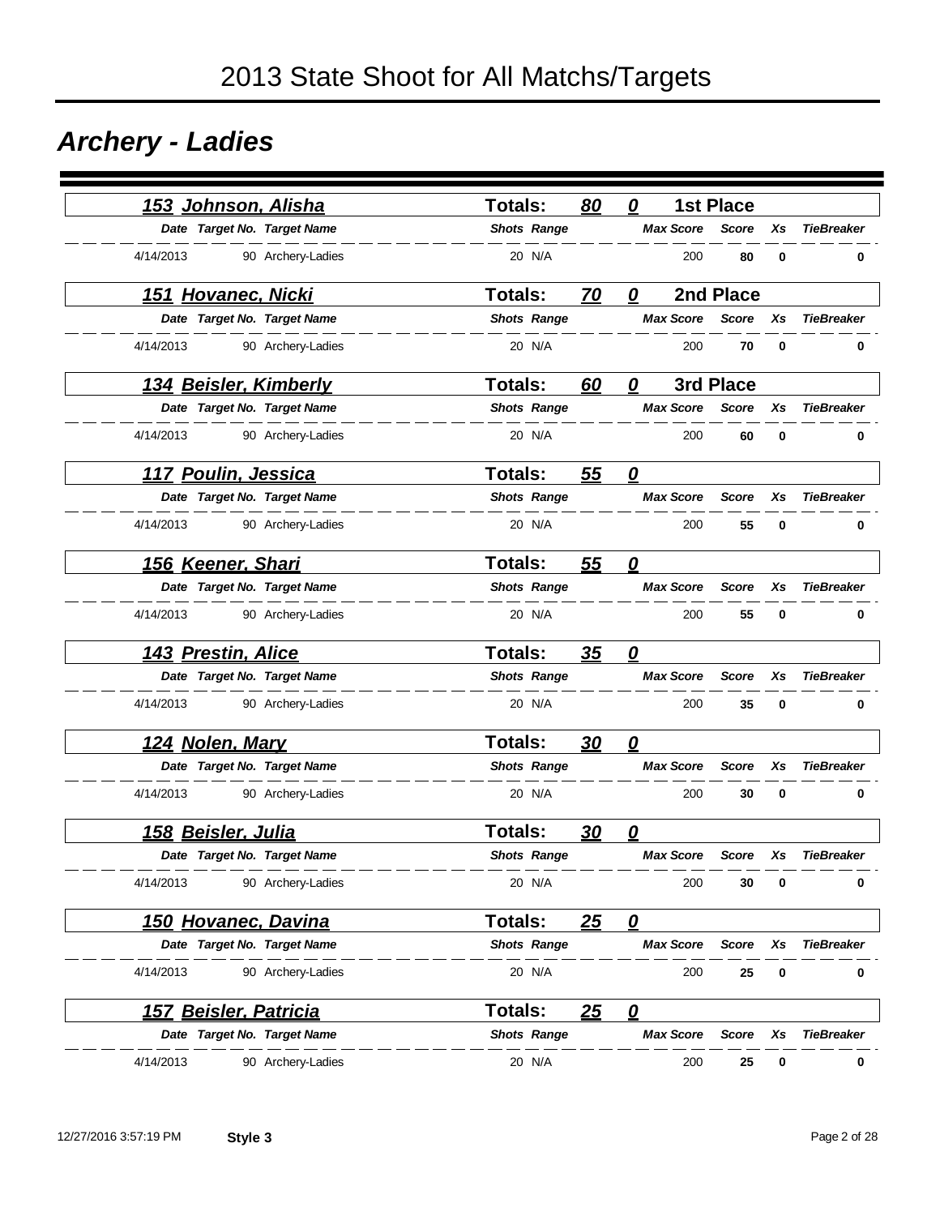# 2013 State Shoot for All Matchs/Targets

## *Archery - Ladies*

### 153 Johnson, Alisha — Totals: 80 0 — 1st Place

| Date | Target No. | Target Name | Shots | Range | Max Score | Score | Xs | TieBreaker |
|---|---|---|---|---|---|---|---|---|
| 4/14/2013 | 90 | Archery-Ladies | 20 | N/A | 200 | **80** | **0** | **0** |

### 151 Hovanec, Nicki — Totals: 70 0 — 2nd Place

| Date | Target No. | Target Name | Shots | Range | Max Score | Score | Xs | TieBreaker |
|---|---|---|---|---|---|---|---|---|
| 4/14/2013 | 90 | Archery-Ladies | 20 | N/A | 200 | **70** | **0** | **0** |

### 134 Beisler, Kimberly — Totals: 60 0 — 3rd Place

| Date | Target No. | Target Name | Shots | Range | Max Score | Score | Xs | TieBreaker |
|---|---|---|---|---|---|---|---|---|
| 4/14/2013 | 90 | Archery-Ladies | 20 | N/A | 200 | **60** | **0** | **0** |

### 117 Poulin, Jessica — Totals: 55 0

| Date | Target No. | Target Name | Shots | Range | Max Score | Score | Xs | TieBreaker |
|---|---|---|---|---|---|---|---|---|
| 4/14/2013 | 90 | Archery-Ladies | 20 | N/A | 200 | **55** | **0** | **0** |

### 156 Keener, Shari — Totals: 55 0

| Date | Target No. | Target Name | Shots | Range | Max Score | Score | Xs | TieBreaker |
|---|---|---|---|---|---|---|---|---|
| 4/14/2013 | 90 | Archery-Ladies | 20 | N/A | 200 | **55** | **0** | **0** |

### 143 Prestin, Alice — Totals: 35 0

| Date | Target No. | Target Name | Shots | Range | Max Score | Score | Xs | TieBreaker |
|---|---|---|---|---|---|---|---|---|
| 4/14/2013 | 90 | Archery-Ladies | 20 | N/A | 200 | **35** | **0** | **0** |

### 124 Nolen, Mary — Totals: 30 0

| Date | Target No. | Target Name | Shots | Range | Max Score | Score | Xs | TieBreaker |
|---|---|---|---|---|---|---|---|---|
| 4/14/2013 | 90 | Archery-Ladies | 20 | N/A | 200 | **30** | **0** | **0** |

### 158 Beisler, Julia — Totals: 30 0

| Date | Target No. | Target Name | Shots | Range | Max Score | Score | Xs | TieBreaker |
|---|---|---|---|---|---|---|---|---|
| 4/14/2013 | 90 | Archery-Ladies | 20 | N/A | 200 | **30** | **0** | **0** |

### 150 Hovanec, Davina — Totals: 25 0

| Date | Target No. | Target Name | Shots | Range | Max Score | Score | Xs | TieBreaker |
|---|---|---|---|---|---|---|---|---|
| 4/14/2013 | 90 | Archery-Ladies | 20 | N/A | 200 | **25** | **0** | **0** |

### 157 Beisler, Patricia — Totals: 25 0

| Date | Target No. | Target Name | Shots | Range | Max Score | Score | Xs | TieBreaker |
|---|---|---|---|---|---|---|---|---|
| 4/14/2013 | 90 | Archery-Ladies | 20 | N/A | 200 | **25** | **0** | **0** |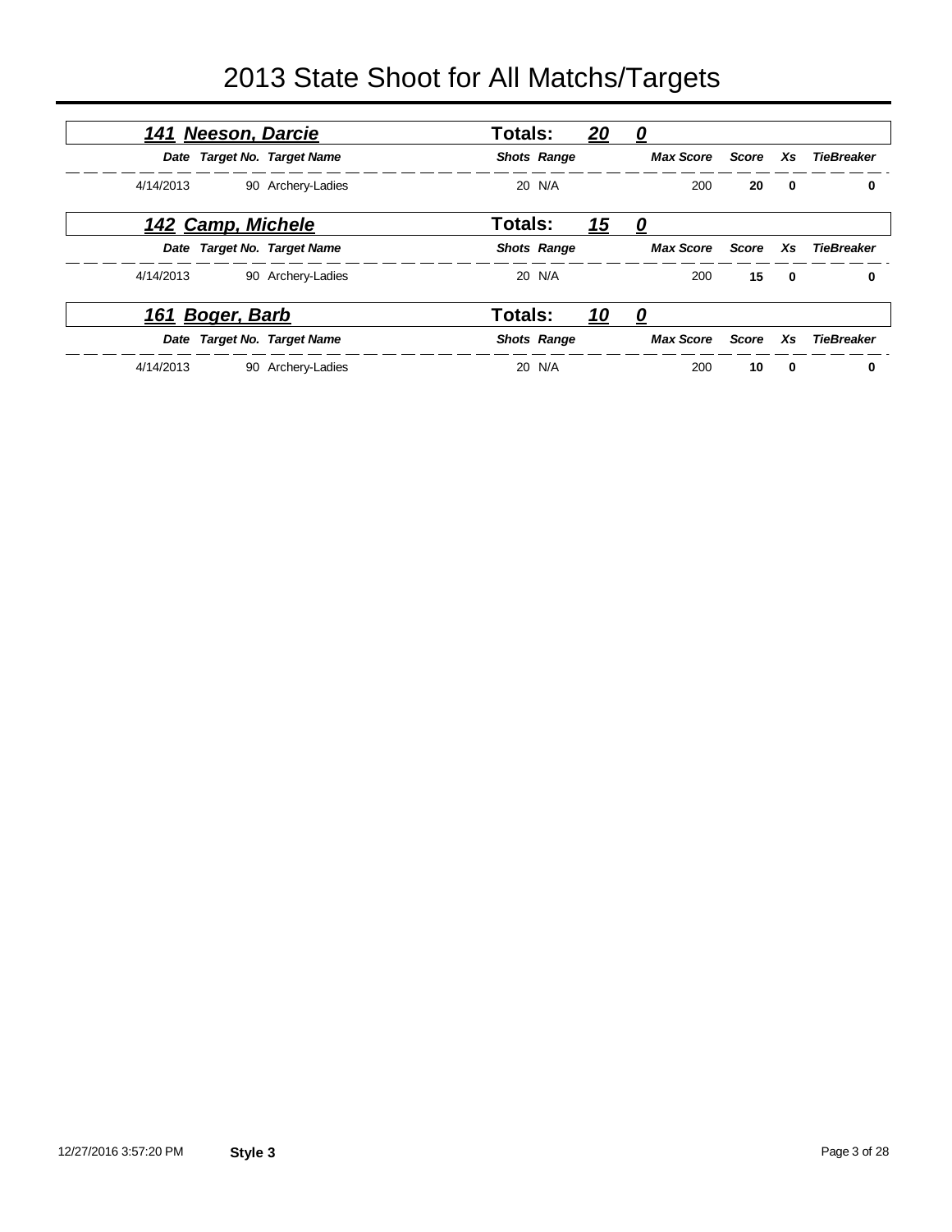# 2013 State Shoot for All Matchs/Targets

## *141 Neeson, Darcie* — Totals: *20* *0*

| Date | Target No. | Target Name | Shots | Range | Max Score | Score | Xs | TieBreaker |
|---|---|---|---|---|---|---|---|---|
| 4/14/2013 | 90 | Archery-Ladies | 20 | N/A | 200 | **20** | **0** | **0** |

## *142 Camp, Michele* — Totals: *15* *0*

| Date | Target No. | Target Name | Shots | Range | Max Score | Score | Xs | TieBreaker |
|---|---|---|---|---|---|---|---|---|
| 4/14/2013 | 90 | Archery-Ladies | 20 | N/A | 200 | **15** | **0** | **0** |

## *161 Boger, Barb* — Totals: *10* *0*

| Date | Target No. | Target Name | Shots | Range | Max Score | Score | Xs | TieBreaker |
|---|---|---|---|---|---|---|---|---|
| 4/14/2013 | 90 | Archery-Ladies | 20 | N/A | 200 | **10** | **0** | **0** |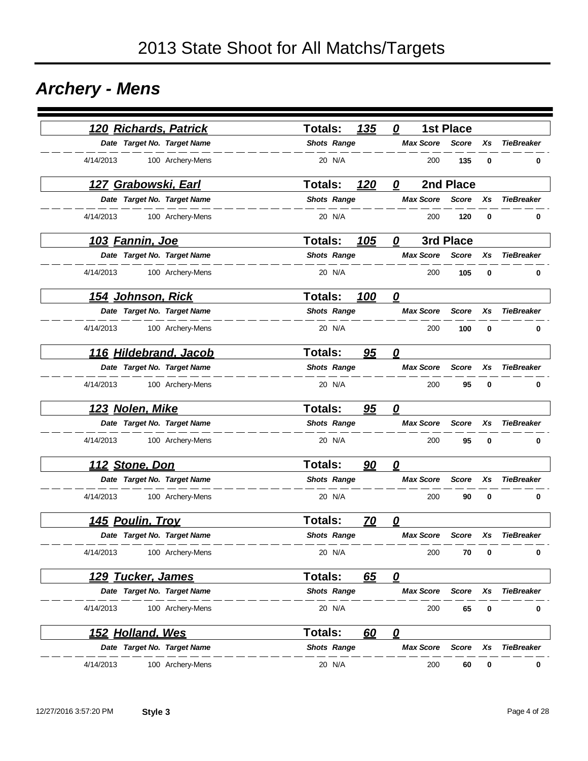# 2013 State Shoot for All Matchs/Targets

## *Archery - Mens*

### *120 Richards, Patrick* — Totals: 135 — 0 — 1st Place

| Date | Target No. | Target Name | Shots | Range | Max Score | Score | Xs | TieBreaker |
|---|---|---|---|---|---|---|---|---|
| 4/14/2013 | 100 | Archery-Mens | 20 | N/A | 200 | **135** | **0** | **0** |

### *127 Grabowski, Earl* — Totals: 120 — 0 — 2nd Place

| Date | Target No. | Target Name | Shots | Range | Max Score | Score | Xs | TieBreaker |
|---|---|---|---|---|---|---|---|---|
| 4/14/2013 | 100 | Archery-Mens | 20 | N/A | 200 | **120** | **0** | **0** |

### *103 Fannin, Joe* — Totals: 105 — 0 — 3rd Place

| Date | Target No. | Target Name | Shots | Range | Max Score | Score | Xs | TieBreaker |
|---|---|---|---|---|---|---|---|---|
| 4/14/2013 | 100 | Archery-Mens | 20 | N/A | 200 | **105** | **0** | **0** |

### *154 Johnson, Rick* — Totals: 100 — 0

| Date | Target No. | Target Name | Shots | Range | Max Score | Score | Xs | TieBreaker |
|---|---|---|---|---|---|---|---|---|
| 4/14/2013 | 100 | Archery-Mens | 20 | N/A | 200 | **100** | **0** | **0** |

### *116 Hildebrand, Jacob* — Totals: 95 — 0

| Date | Target No. | Target Name | Shots | Range | Max Score | Score | Xs | TieBreaker |
|---|---|---|---|---|---|---|---|---|
| 4/14/2013 | 100 | Archery-Mens | 20 | N/A | 200 | **95** | **0** | **0** |

### *123 Nolen, Mike* — Totals: 95 — 0

| Date | Target No. | Target Name | Shots | Range | Max Score | Score | Xs | TieBreaker |
|---|---|---|---|---|---|---|---|---|
| 4/14/2013 | 100 | Archery-Mens | 20 | N/A | 200 | **95** | **0** | **0** |

### *112 Stone, Don* — Totals: 90 — 0

| Date | Target No. | Target Name | Shots | Range | Max Score | Score | Xs | TieBreaker |
|---|---|---|---|---|---|---|---|---|
| 4/14/2013 | 100 | Archery-Mens | 20 | N/A | 200 | **90** | **0** | **0** |

### *145 Poulin, Troy* — Totals: 70 — 0

| Date | Target No. | Target Name | Shots | Range | Max Score | Score | Xs | TieBreaker |
|---|---|---|---|---|---|---|---|---|
| 4/14/2013 | 100 | Archery-Mens | 20 | N/A | 200 | **70** | **0** | **0** |

### *129 Tucker, James* — Totals: 65 — 0

| Date | Target No. | Target Name | Shots | Range | Max Score | Score | Xs | TieBreaker |
|---|---|---|---|---|---|---|---|---|
| 4/14/2013 | 100 | Archery-Mens | 20 | N/A | 200 | **65** | **0** | **0** |

### *152 Holland, Wes* — Totals: 60 — 0

| Date | Target No. | Target Name | Shots | Range | Max Score | Score | Xs | TieBreaker |
|---|---|---|---|---|---|---|---|---|
| 4/14/2013 | 100 | Archery-Mens | 20 | N/A | 200 | **60** | **0** | **0** |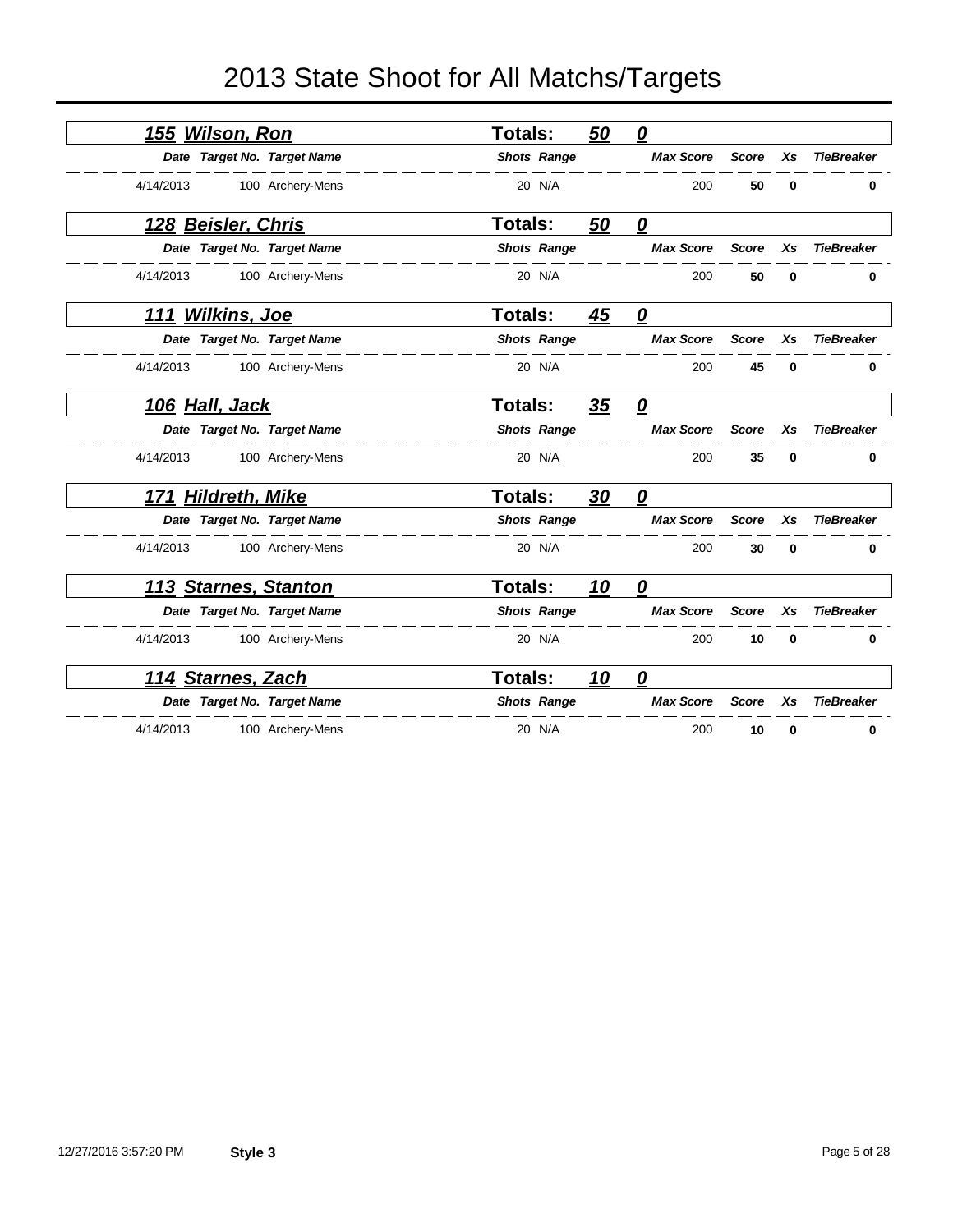# 2013 State Shoot for All Matchs/Targets

### *155 Wilson, Ron* — Totals: 50 0

| Date | Target No. | Target Name | Shots | Range | Max Score | Score | Xs | TieBreaker |
|---|---|---|---|---|---|---|---|---|
| 4/14/2013 | 100 | Archery-Mens | 20 | N/A | 200 | **50** | **0** | **0** |

### *128 Beisler, Chris* — Totals: 50 0

| Date | Target No. | Target Name | Shots | Range | Max Score | Score | Xs | TieBreaker |
|---|---|---|---|---|---|---|---|---|
| 4/14/2013 | 100 | Archery-Mens | 20 | N/A | 200 | **50** | **0** | **0** |

### *111 Wilkins, Joe* — Totals: 45 0

| Date | Target No. | Target Name | Shots | Range | Max Score | Score | Xs | TieBreaker |
|---|---|---|---|---|---|---|---|---|
| 4/14/2013 | 100 | Archery-Mens | 20 | N/A | 200 | **45** | **0** | **0** |

### *106 Hall, Jack* — Totals: 35 0

| Date | Target No. | Target Name | Shots | Range | Max Score | Score | Xs | TieBreaker |
|---|---|---|---|---|---|---|---|---|
| 4/14/2013 | 100 | Archery-Mens | 20 | N/A | 200 | **35** | **0** | **0** |

### *171 Hildreth, Mike* — Totals: 30 0

| Date | Target No. | Target Name | Shots | Range | Max Score | Score | Xs | TieBreaker |
|---|---|---|---|---|---|---|---|---|
| 4/14/2013 | 100 | Archery-Mens | 20 | N/A | 200 | **30** | **0** | **0** |

### *113 Starnes, Stanton* — Totals: 10 0

| Date | Target No. | Target Name | Shots | Range | Max Score | Score | Xs | TieBreaker |
|---|---|---|---|---|---|---|---|---|
| 4/14/2013 | 100 | Archery-Mens | 20 | N/A | 200 | **10** | **0** | **0** |

### *114 Starnes, Zach* — Totals: 10 0

| Date | Target No. | Target Name | Shots | Range | Max Score | Score | Xs | TieBreaker |
|---|---|---|---|---|---|---|---|---|
| 4/14/2013 | 100 | Archery-Mens | 20 | N/A | 200 | **10** | **0** | **0** |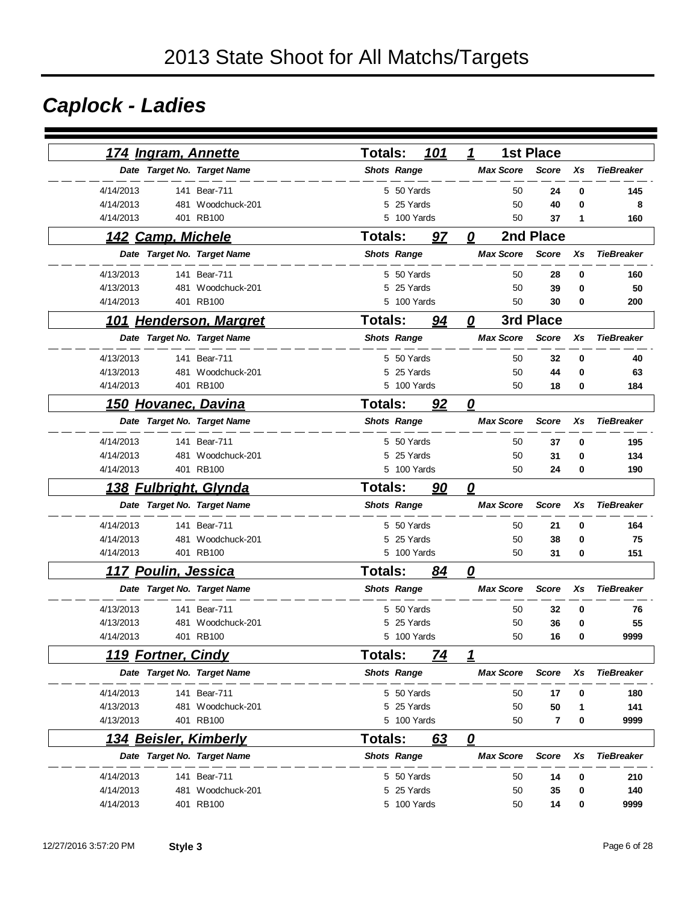# 2013 State Shoot for All Matchs/Targets

## Caplock - Ladies

### 174 Ingram, Annette — Totals: 101 — 1 — 1st Place

| Date | Target No. | Target Name | Shots | Range | Max Score | Score | Xs | TieBreaker |
|---|---|---|---|---|---|---|---|---|
| 4/14/2013 | 141 | Bear-711 | 5 | 50 Yards | 50 | 24 | 0 | 145 |
| 4/14/2013 | 481 | Woodchuck-201 | 5 | 25 Yards | 50 | 40 | 0 | 8 |
| 4/14/2013 | 401 | RB100 | 5 | 100 Yards | 50 | 37 | 1 | 160 |

### 142 Camp, Michele — Totals: 97 — 0 — 2nd Place

| Date | Target No. | Target Name | Shots | Range | Max Score | Score | Xs | TieBreaker |
|---|---|---|---|---|---|---|---|---|
| 4/13/2013 | 141 | Bear-711 | 5 | 50 Yards | 50 | 28 | 0 | 160 |
| 4/13/2013 | 481 | Woodchuck-201 | 5 | 25 Yards | 50 | 39 | 0 | 50 |
| 4/14/2013 | 401 | RB100 | 5 | 100 Yards | 50 | 30 | 0 | 200 |

### 101 Henderson, Margret — Totals: 94 — 0 — 3rd Place

| Date | Target No. | Target Name | Shots | Range | Max Score | Score | Xs | TieBreaker |
|---|---|---|---|---|---|---|---|---|
| 4/13/2013 | 141 | Bear-711 | 5 | 50 Yards | 50 | 32 | 0 | 40 |
| 4/13/2013 | 481 | Woodchuck-201 | 5 | 25 Yards | 50 | 44 | 0 | 63 |
| 4/14/2013 | 401 | RB100 | 5 | 100 Yards | 50 | 18 | 0 | 184 |

### 150 Hovanec, Davina — Totals: 92 — 0

| Date | Target No. | Target Name | Shots | Range | Max Score | Score | Xs | TieBreaker |
|---|---|---|---|---|---|---|---|---|
| 4/14/2013 | 141 | Bear-711 | 5 | 50 Yards | 50 | 37 | 0 | 195 |
| 4/14/2013 | 481 | Woodchuck-201 | 5 | 25 Yards | 50 | 31 | 0 | 134 |
| 4/14/2013 | 401 | RB100 | 5 | 100 Yards | 50 | 24 | 0 | 190 |

### 138 Fulbright, Glynda — Totals: 90 — 0

| Date | Target No. | Target Name | Shots | Range | Max Score | Score | Xs | TieBreaker |
|---|---|---|---|---|---|---|---|---|
| 4/14/2013 | 141 | Bear-711 | 5 | 50 Yards | 50 | 21 | 0 | 164 |
| 4/14/2013 | 481 | Woodchuck-201 | 5 | 25 Yards | 50 | 38 | 0 | 75 |
| 4/14/2013 | 401 | RB100 | 5 | 100 Yards | 50 | 31 | 0 | 151 |

### 117 Poulin, Jessica — Totals: 84 — 0

| Date | Target No. | Target Name | Shots | Range | Max Score | Score | Xs | TieBreaker |
|---|---|---|---|---|---|---|---|---|
| 4/13/2013 | 141 | Bear-711 | 5 | 50 Yards | 50 | 32 | 0 | 76 |
| 4/13/2013 | 481 | Woodchuck-201 | 5 | 25 Yards | 50 | 36 | 0 | 55 |
| 4/14/2013 | 401 | RB100 | 5 | 100 Yards | 50 | 16 | 0 | 9999 |

### 119 Fortner, Cindy — Totals: 74 — 1

| Date | Target No. | Target Name | Shots | Range | Max Score | Score | Xs | TieBreaker |
|---|---|---|---|---|---|---|---|---|
| 4/14/2013 | 141 | Bear-711 | 5 | 50 Yards | 50 | 17 | 0 | 180 |
| 4/13/2013 | 481 | Woodchuck-201 | 5 | 25 Yards | 50 | 50 | 1 | 141 |
| 4/13/2013 | 401 | RB100 | 5 | 100 Yards | 50 | 7 | 0 | 9999 |

### 134 Beisler, Kimberly — Totals: 63 — 0

| Date | Target No. | Target Name | Shots | Range | Max Score | Score | Xs | TieBreaker |
|---|---|---|---|---|---|---|---|---|
| 4/14/2013 | 141 | Bear-711 | 5 | 50 Yards | 50 | 14 | 0 | 210 |
| 4/14/2013 | 481 | Woodchuck-201 | 5 | 25 Yards | 50 | 35 | 0 | 140 |
| 4/14/2013 | 401 | RB100 | 5 | 100 Yards | 50 | 14 | 0 | 9999 |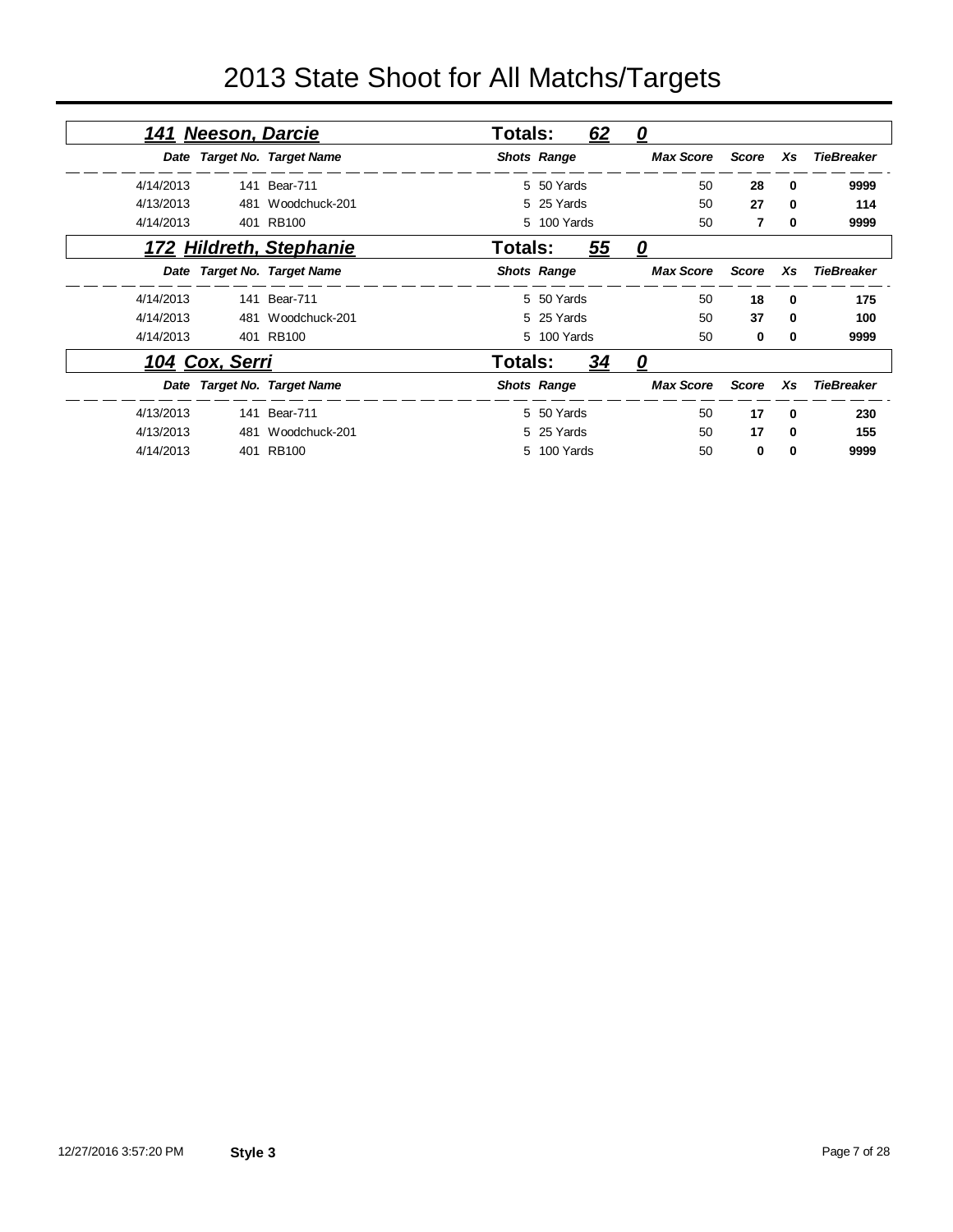# 2013 State Shoot for All Matchs/Targets

## *141 Neeson, Darcie* — Totals: *62* *0*

| Date | Target No. | Target Name | Shots | Range | Max Score | Score | Xs | TieBreaker |
|---|---|---|---|---|---|---|---|---|
| 4/14/2013 | 141 | Bear-711 | 5 | 50 Yards | 50 | **28** | **0** | **9999** |
| 4/13/2013 | 481 | Woodchuck-201 | 5 | 25 Yards | 50 | **27** | **0** | **114** |
| 4/14/2013 | 401 | RB100 | 5 | 100 Yards | 50 | **7** | **0** | **9999** |

## *172 Hildreth, Stephanie* — Totals: *55* *0*

| Date | Target No. | Target Name | Shots | Range | Max Score | Score | Xs | TieBreaker |
|---|---|---|---|---|---|---|---|---|
| 4/14/2013 | 141 | Bear-711 | 5 | 50 Yards | 50 | **18** | **0** | **175** |
| 4/14/2013 | 481 | Woodchuck-201 | 5 | 25 Yards | 50 | **37** | **0** | **100** |
| 4/14/2013 | 401 | RB100 | 5 | 100 Yards | 50 | **0** | **0** | **9999** |

## *104 Cox, Serri* — Totals: *34* *0*

| Date | Target No. | Target Name | Shots | Range | Max Score | Score | Xs | TieBreaker |
|---|---|---|---|---|---|---|---|---|
| 4/13/2013 | 141 | Bear-711 | 5 | 50 Yards | 50 | **17** | **0** | **230** |
| 4/13/2013 | 481 | Woodchuck-201 | 5 | 25 Yards | 50 | **17** | **0** | **155** |
| 4/14/2013 | 401 | RB100 | 5 | 100 Yards | 50 | **0** | **0** | **9999** |

12/27/2016 3:57:20 PM **Style 3**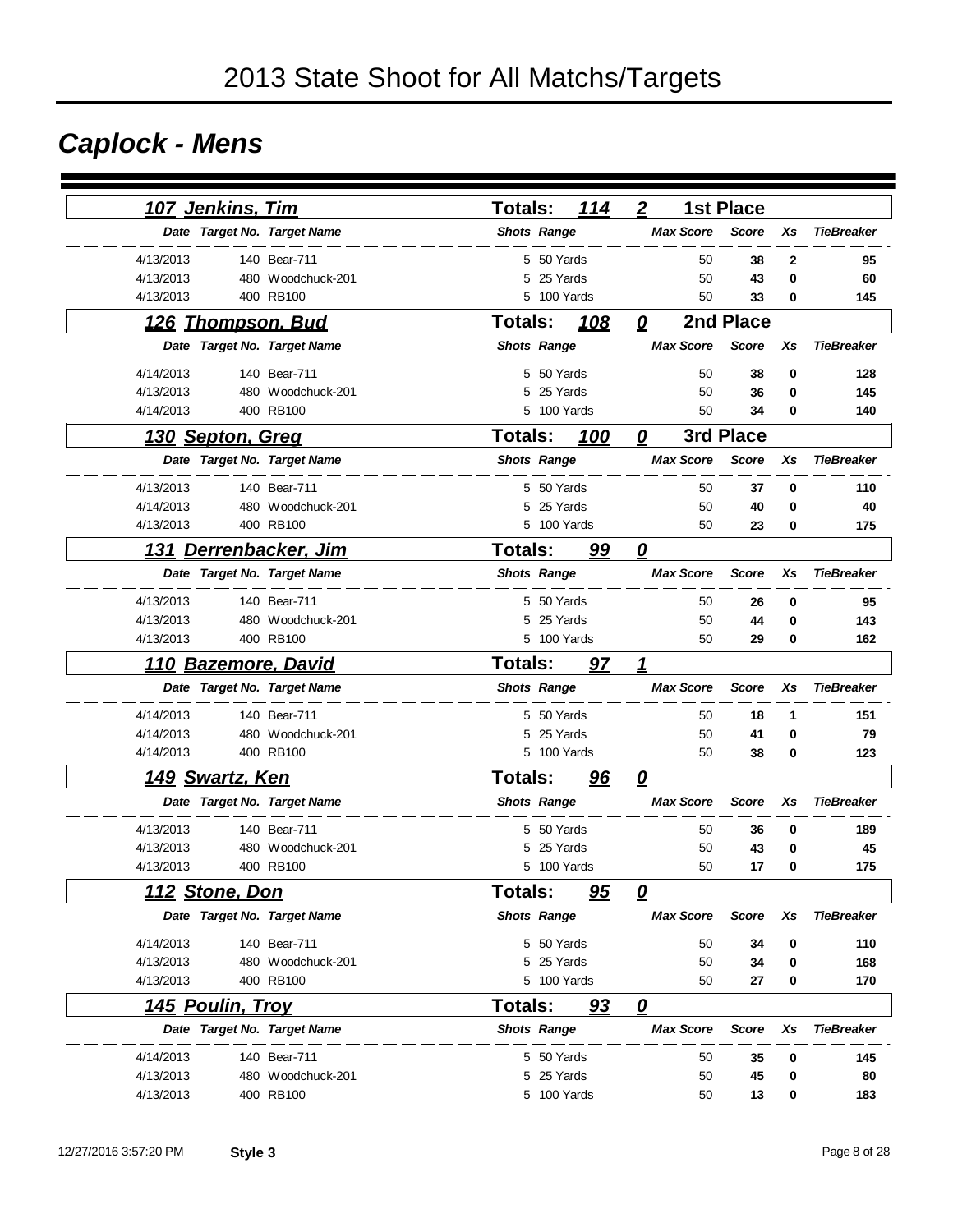# 2013 State Shoot for All Matchs/Targets

## Caplock - Mens

### 107 Jenkins, Tim — Totals: 114 — 2 — 1st Place

| Date | Target No. | Target Name | Shots | Range | Max Score | Score | Xs | TieBreaker |
|---|---|---|---|---|---|---|---|---|
| 4/13/2013 | 140 | Bear-711 | 5 | 50 Yards | 50 | 38 | 2 | 95 |
| 4/13/2013 | 480 | Woodchuck-201 | 5 | 25 Yards | 50 | 43 | 0 | 60 |
| 4/13/2013 | 400 | RB100 | 5 | 100 Yards | 50 | 33 | 0 | 145 |

### 126 Thompson, Bud — Totals: 108 — 0 — 2nd Place

| Date | Target No. | Target Name | Shots | Range | Max Score | Score | Xs | TieBreaker |
|---|---|---|---|---|---|---|---|---|
| 4/14/2013 | 140 | Bear-711 | 5 | 50 Yards | 50 | 38 | 0 | 128 |
| 4/13/2013 | 480 | Woodchuck-201 | 5 | 25 Yards | 50 | 36 | 0 | 145 |
| 4/14/2013 | 400 | RB100 | 5 | 100 Yards | 50 | 34 | 0 | 140 |

### 130 Septon, Greg — Totals: 100 — 0 — 3rd Place

| Date | Target No. | Target Name | Shots | Range | Max Score | Score | Xs | TieBreaker |
|---|---|---|---|---|---|---|---|---|
| 4/13/2013 | 140 | Bear-711 | 5 | 50 Yards | 50 | 37 | 0 | 110 |
| 4/14/2013 | 480 | Woodchuck-201 | 5 | 25 Yards | 50 | 40 | 0 | 40 |
| 4/13/2013 | 400 | RB100 | 5 | 100 Yards | 50 | 23 | 0 | 175 |

### 131 Derrenbacker, Jim — Totals: 99 — 0

| Date | Target No. | Target Name | Shots | Range | Max Score | Score | Xs | TieBreaker |
|---|---|---|---|---|---|---|---|---|
| 4/13/2013 | 140 | Bear-711 | 5 | 50 Yards | 50 | 26 | 0 | 95 |
| 4/13/2013 | 480 | Woodchuck-201 | 5 | 25 Yards | 50 | 44 | 0 | 143 |
| 4/13/2013 | 400 | RB100 | 5 | 100 Yards | 50 | 29 | 0 | 162 |

### 110 Bazemore, David — Totals: 97 — 1

| Date | Target No. | Target Name | Shots | Range | Max Score | Score | Xs | TieBreaker |
|---|---|---|---|---|---|---|---|---|
| 4/14/2013 | 140 | Bear-711 | 5 | 50 Yards | 50 | 18 | 1 | 151 |
| 4/14/2013 | 480 | Woodchuck-201 | 5 | 25 Yards | 50 | 41 | 0 | 79 |
| 4/14/2013 | 400 | RB100 | 5 | 100 Yards | 50 | 38 | 0 | 123 |

### 149 Swartz, Ken — Totals: 96 — 0

| Date | Target No. | Target Name | Shots | Range | Max Score | Score | Xs | TieBreaker |
|---|---|---|---|---|---|---|---|---|
| 4/13/2013 | 140 | Bear-711 | 5 | 50 Yards | 50 | 36 | 0 | 189 |
| 4/13/2013 | 480 | Woodchuck-201 | 5 | 25 Yards | 50 | 43 | 0 | 45 |
| 4/13/2013 | 400 | RB100 | 5 | 100 Yards | 50 | 17 | 0 | 175 |

### 112 Stone, Don — Totals: 95 — 0

| Date | Target No. | Target Name | Shots | Range | Max Score | Score | Xs | TieBreaker |
|---|---|---|---|---|---|---|---|---|
| 4/14/2013 | 140 | Bear-711 | 5 | 50 Yards | 50 | 34 | 0 | 110 |
| 4/13/2013 | 480 | Woodchuck-201 | 5 | 25 Yards | 50 | 34 | 0 | 168 |
| 4/13/2013 | 400 | RB100 | 5 | 100 Yards | 50 | 27 | 0 | 170 |

### 145 Poulin, Troy — Totals: 93 — 0

| Date | Target No. | Target Name | Shots | Range | Max Score | Score | Xs | TieBreaker |
|---|---|---|---|---|---|---|---|---|
| 4/14/2013 | 140 | Bear-711 | 5 | 50 Yards | 50 | 35 | 0 | 145 |
| 4/13/2013 | 480 | Woodchuck-201 | 5 | 25 Yards | 50 | 45 | 0 | 80 |
| 4/13/2013 | 400 | RB100 | 5 | 100 Yards | 50 | 13 | 0 | 183 |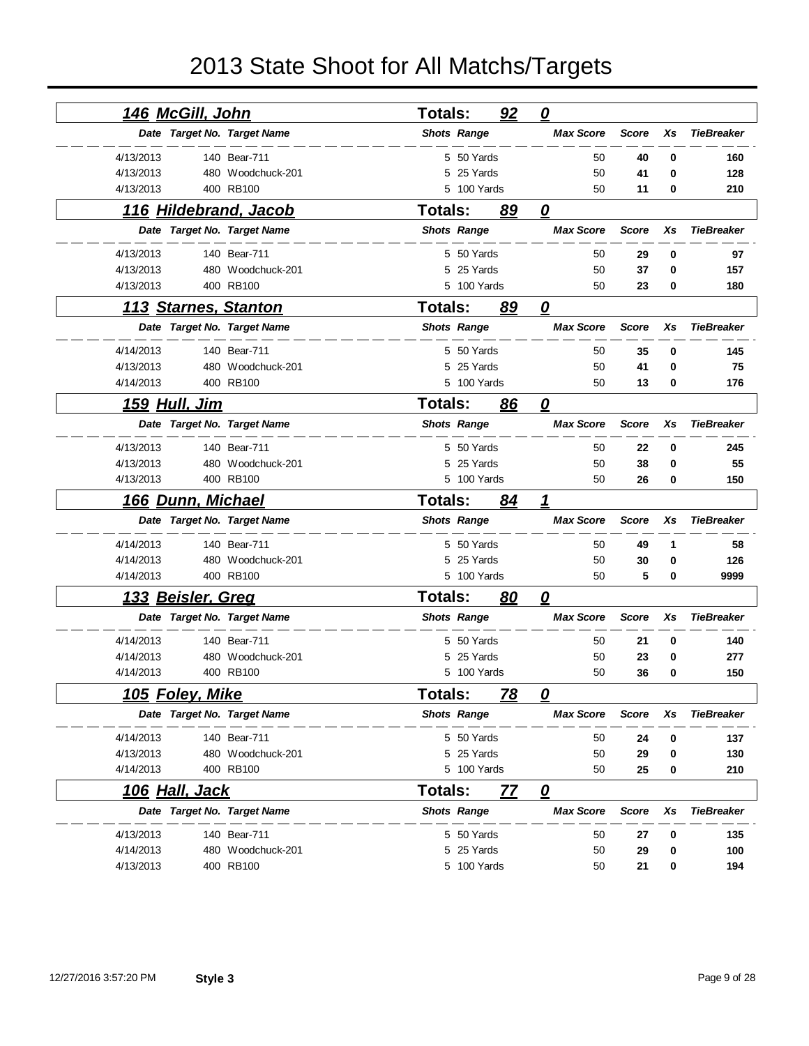# 2013 State Shoot for All Matchs/Targets

## 146 McGill, John — Totals: 92 — 0

| Date | Target No. | Target Name | Shots | Range | Max Score | Score | Xs | TieBreaker |
|---|---|---|---|---|---|---|---|---|
| 4/13/2013 | 140 | Bear-711 | 5 | 50 Yards | 50 | **40** | **0** | **160** |
| 4/13/2013 | 480 | Woodchuck-201 | 5 | 25 Yards | 50 | **41** | **0** | **128** |
| 4/13/2013 | 400 | RB100 | 5 | 100 Yards | 50 | **11** | **0** | **210** |

## 116 Hildebrand, Jacob — Totals: 89 — 0

| Date | Target No. | Target Name | Shots | Range | Max Score | Score | Xs | TieBreaker |
|---|---|---|---|---|---|---|---|---|
| 4/13/2013 | 140 | Bear-711 | 5 | 50 Yards | 50 | **29** | **0** | **97** |
| 4/13/2013 | 480 | Woodchuck-201 | 5 | 25 Yards | 50 | **37** | **0** | **157** |
| 4/13/2013 | 400 | RB100 | 5 | 100 Yards | 50 | **23** | **0** | **180** |

## 113 Starnes, Stanton — Totals: 89 — 0

| Date | Target No. | Target Name | Shots | Range | Max Score | Score | Xs | TieBreaker |
|---|---|---|---|---|---|---|---|---|
| 4/14/2013 | 140 | Bear-711 | 5 | 50 Yards | 50 | **35** | **0** | **145** |
| 4/13/2013 | 480 | Woodchuck-201 | 5 | 25 Yards | 50 | **41** | **0** | **75** |
| 4/14/2013 | 400 | RB100 | 5 | 100 Yards | 50 | **13** | **0** | **176** |

## 159 Hull, Jim — Totals: 86 — 0

| Date | Target No. | Target Name | Shots | Range | Max Score | Score | Xs | TieBreaker |
|---|---|---|---|---|---|---|---|---|
| 4/13/2013 | 140 | Bear-711 | 5 | 50 Yards | 50 | **22** | **0** | **245** |
| 4/13/2013 | 480 | Woodchuck-201 | 5 | 25 Yards | 50 | **38** | **0** | **55** |
| 4/13/2013 | 400 | RB100 | 5 | 100 Yards | 50 | **26** | **0** | **150** |

## 166 Dunn, Michael — Totals: 84 — 1

| Date | Target No. | Target Name | Shots | Range | Max Score | Score | Xs | TieBreaker |
|---|---|---|---|---|---|---|---|---|
| 4/14/2013 | 140 | Bear-711 | 5 | 50 Yards | 50 | **49** | **1** | **58** |
| 4/14/2013 | 480 | Woodchuck-201 | 5 | 25 Yards | 50 | **30** | **0** | **126** |
| 4/14/2013 | 400 | RB100 | 5 | 100 Yards | 50 | **5** | **0** | **9999** |

## 133 Beisler, Greg — Totals: 80 — 0

| Date | Target No. | Target Name | Shots | Range | Max Score | Score | Xs | TieBreaker |
|---|---|---|---|---|---|---|---|---|
| 4/14/2013 | 140 | Bear-711 | 5 | 50 Yards | 50 | **21** | **0** | **140** |
| 4/14/2013 | 480 | Woodchuck-201 | 5 | 25 Yards | 50 | **23** | **0** | **277** |
| 4/14/2013 | 400 | RB100 | 5 | 100 Yards | 50 | **36** | **0** | **150** |

## 105 Foley, Mike — Totals: 78 — 0

| Date | Target No. | Target Name | Shots | Range | Max Score | Score | Xs | TieBreaker |
|---|---|---|---|---|---|---|---|---|
| 4/14/2013 | 140 | Bear-711 | 5 | 50 Yards | 50 | **24** | **0** | **137** |
| 4/13/2013 | 480 | Woodchuck-201 | 5 | 25 Yards | 50 | **29** | **0** | **130** |
| 4/14/2013 | 400 | RB100 | 5 | 100 Yards | 50 | **25** | **0** | **210** |

## 106 Hall, Jack — Totals: 77 — 0

| Date | Target No. | Target Name | Shots | Range | Max Score | Score | Xs | TieBreaker |
|---|---|---|---|---|---|---|---|---|
| 4/13/2013 | 140 | Bear-711 | 5 | 50 Yards | 50 | **27** | **0** | **135** |
| 4/14/2013 | 480 | Woodchuck-201 | 5 | 25 Yards | 50 | **29** | **0** | **100** |
| 4/13/2013 | 400 | RB100 | 5 | 100 Yards | 50 | **21** | **0** | **194** |

12/27/2016 3:57:20 PM **Style 3**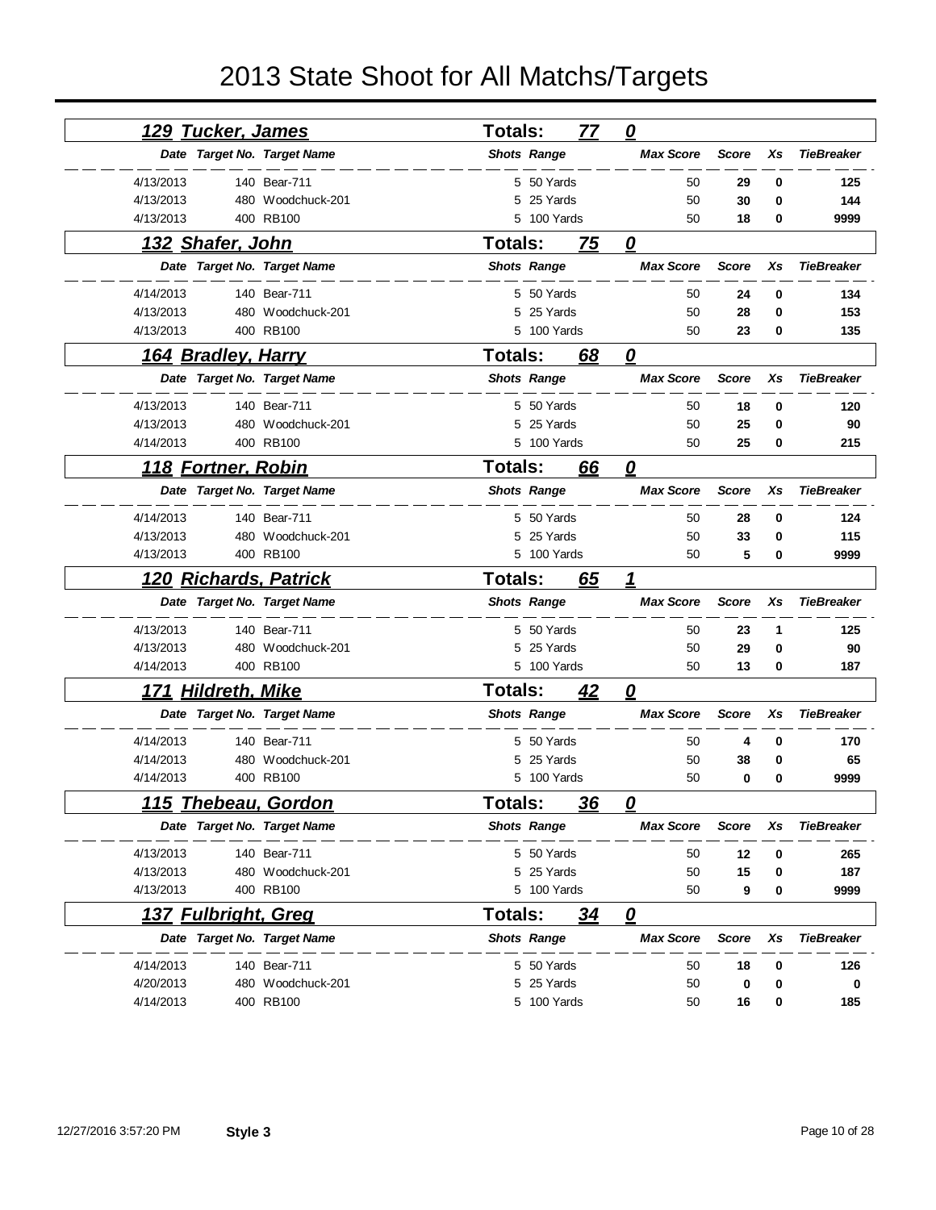# 2013 State Shoot for All Matchs/Targets

## 129 Tucker, James — Totals: 77 0

| Date | Target No. | Target Name | Shots | Range | Max Score | Score | Xs | TieBreaker |
|---|---|---|---|---|---|---|---|---|
| 4/13/2013 | 140 | Bear-711 | 5 | 50 Yards | 50 | 29 | 0 | 125 |
| 4/13/2013 | 480 | Woodchuck-201 | 5 | 25 Yards | 50 | 30 | 0 | 144 |
| 4/13/2013 | 400 | RB100 | 5 | 100 Yards | 50 | 18 | 0 | 9999 |

## 132 Shafer, John — Totals: 75 0

| Date | Target No. | Target Name | Shots | Range | Max Score | Score | Xs | TieBreaker |
|---|---|---|---|---|---|---|---|---|
| 4/14/2013 | 140 | Bear-711 | 5 | 50 Yards | 50 | 24 | 0 | 134 |
| 4/13/2013 | 480 | Woodchuck-201 | 5 | 25 Yards | 50 | 28 | 0 | 153 |
| 4/13/2013 | 400 | RB100 | 5 | 100 Yards | 50 | 23 | 0 | 135 |

## 164 Bradley, Harry — Totals: 68 0

| Date | Target No. | Target Name | Shots | Range | Max Score | Score | Xs | TieBreaker |
|---|---|---|---|---|---|---|---|---|
| 4/13/2013 | 140 | Bear-711 | 5 | 50 Yards | 50 | 18 | 0 | 120 |
| 4/13/2013 | 480 | Woodchuck-201 | 5 | 25 Yards | 50 | 25 | 0 | 90 |
| 4/14/2013 | 400 | RB100 | 5 | 100 Yards | 50 | 25 | 0 | 215 |

## 118 Fortner, Robin — Totals: 66 0

| Date | Target No. | Target Name | Shots | Range | Max Score | Score | Xs | TieBreaker |
|---|---|---|---|---|---|---|---|---|
| 4/14/2013 | 140 | Bear-711 | 5 | 50 Yards | 50 | 28 | 0 | 124 |
| 4/13/2013 | 480 | Woodchuck-201 | 5 | 25 Yards | 50 | 33 | 0 | 115 |
| 4/13/2013 | 400 | RB100 | 5 | 100 Yards | 50 | 5 | 0 | 9999 |

## 120 Richards, Patrick — Totals: 65 1

| Date | Target No. | Target Name | Shots | Range | Max Score | Score | Xs | TieBreaker |
|---|---|---|---|---|---|---|---|---|
| 4/13/2013 | 140 | Bear-711 | 5 | 50 Yards | 50 | 23 | 1 | 125 |
| 4/13/2013 | 480 | Woodchuck-201 | 5 | 25 Yards | 50 | 29 | 0 | 90 |
| 4/14/2013 | 400 | RB100 | 5 | 100 Yards | 50 | 13 | 0 | 187 |

## 171 Hildreth, Mike — Totals: 42 0

| Date | Target No. | Target Name | Shots | Range | Max Score | Score | Xs | TieBreaker |
|---|---|---|---|---|---|---|---|---|
| 4/14/2013 | 140 | Bear-711 | 5 | 50 Yards | 50 | 4 | 0 | 170 |
| 4/14/2013 | 480 | Woodchuck-201 | 5 | 25 Yards | 50 | 38 | 0 | 65 |
| 4/14/2013 | 400 | RB100 | 5 | 100 Yards | 50 | 0 | 0 | 9999 |

## 115 Thebeau, Gordon — Totals: 36 0

| Date | Target No. | Target Name | Shots | Range | Max Score | Score | Xs | TieBreaker |
|---|---|---|---|---|---|---|---|---|
| 4/13/2013 | 140 | Bear-711 | 5 | 50 Yards | 50 | 12 | 0 | 265 |
| 4/13/2013 | 480 | Woodchuck-201 | 5 | 25 Yards | 50 | 15 | 0 | 187 |
| 4/13/2013 | 400 | RB100 | 5 | 100 Yards | 50 | 9 | 0 | 9999 |

## 137 Fulbright, Greg — Totals: 34 0

| Date | Target No. | Target Name | Shots | Range | Max Score | Score | Xs | TieBreaker |
|---|---|---|---|---|---|---|---|---|
| 4/14/2013 | 140 | Bear-711 | 5 | 50 Yards | 50 | 18 | 0 | 126 |
| 4/20/2013 | 480 | Woodchuck-201 | 5 | 25 Yards | 50 | 0 | 0 | 0 |
| 4/14/2013 | 400 | RB100 | 5 | 100 Yards | 50 | 16 | 0 | 185 |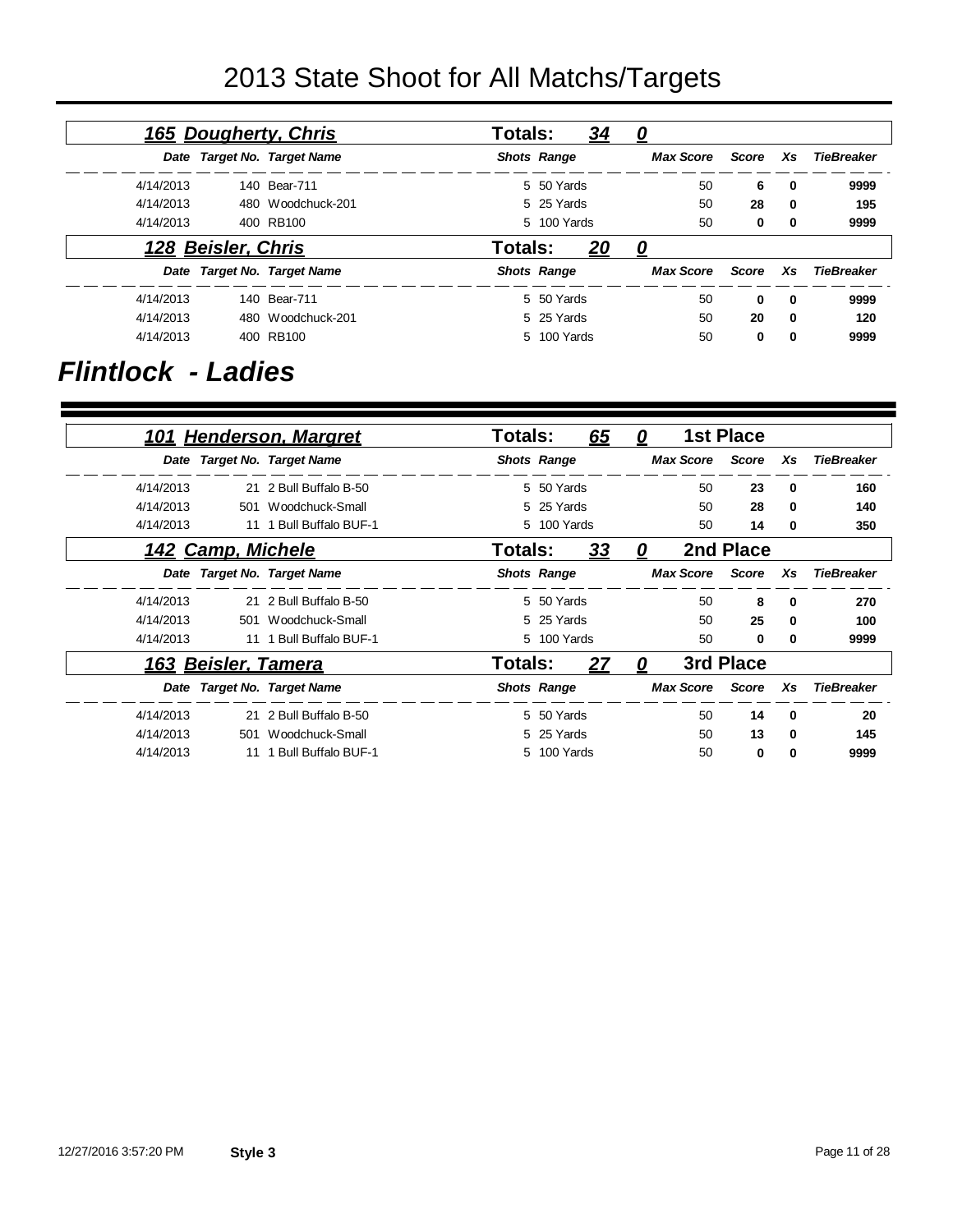# 2013 State Shoot for All Matchs/Targets

### 165 Dougherty, Chris — Totals: 34 — 0

| Date | Target No. | Target Name | Shots | Range | Max Score | Score | Xs | TieBreaker |
|---|---|---|---|---|---|---|---|---|
| 4/14/2013 | 140 | Bear-711 | 5 | 50 Yards | 50 | **6** | **0** | **9999** |
| 4/14/2013 | 480 | Woodchuck-201 | 5 | 25 Yards | 50 | **28** | **0** | **195** |
| 4/14/2013 | 400 | RB100 | 5 | 100 Yards | 50 | **0** | **0** | **9999** |

### 128 Beisler, Chris — Totals: 20 — 0

| Date | Target No. | Target Name | Shots | Range | Max Score | Score | Xs | TieBreaker |
|---|---|---|---|---|---|---|---|---|
| 4/14/2013 | 140 | Bear-711 | 5 | 50 Yards | 50 | **0** | **0** | **9999** |
| 4/14/2013 | 480 | Woodchuck-201 | 5 | 25 Yards | 50 | **20** | **0** | **120** |
| 4/14/2013 | 400 | RB100 | 5 | 100 Yards | 50 | **0** | **0** | **9999** |

## *Flintlock - Ladies*

### 101 Henderson, Margret — Totals: 65 — 0 — 1st Place

| Date | Target No. | Target Name | Shots | Range | Max Score | Score | Xs | TieBreaker |
|---|---|---|---|---|---|---|---|---|
| 4/14/2013 | 21 | 2 Bull Buffalo B-50 | 5 | 50 Yards | 50 | **23** | **0** | **160** |
| 4/14/2013 | 501 | Woodchuck-Small | 5 | 25 Yards | 50 | **28** | **0** | **140** |
| 4/14/2013 | 11 | 1 Bull Buffalo BUF-1 | 5 | 100 Yards | 50 | **14** | **0** | **350** |

### 142 Camp, Michele — Totals: 33 — 0 — 2nd Place

| Date | Target No. | Target Name | Shots | Range | Max Score | Score | Xs | TieBreaker |
|---|---|---|---|---|---|---|---|---|
| 4/14/2013 | 21 | 2 Bull Buffalo B-50 | 5 | 50 Yards | 50 | **8** | **0** | **270** |
| 4/14/2013 | 501 | Woodchuck-Small | 5 | 25 Yards | 50 | **25** | **0** | **100** |
| 4/14/2013 | 11 | 1 Bull Buffalo BUF-1 | 5 | 100 Yards | 50 | **0** | **0** | **9999** |

### 163 Beisler, Tamera — Totals: 27 — 0 — 3rd Place

| Date | Target No. | Target Name | Shots | Range | Max Score | Score | Xs | TieBreaker |
|---|---|---|---|---|---|---|---|---|
| 4/14/2013 | 21 | 2 Bull Buffalo B-50 | 5 | 50 Yards | 50 | **14** | **0** | **20** |
| 4/14/2013 | 501 | Woodchuck-Small | 5 | 25 Yards | 50 | **13** | **0** | **145** |
| 4/14/2013 | 11 | 1 Bull Buffalo BUF-1 | 5 | 100 Yards | 50 | **0** | **0** | **9999** |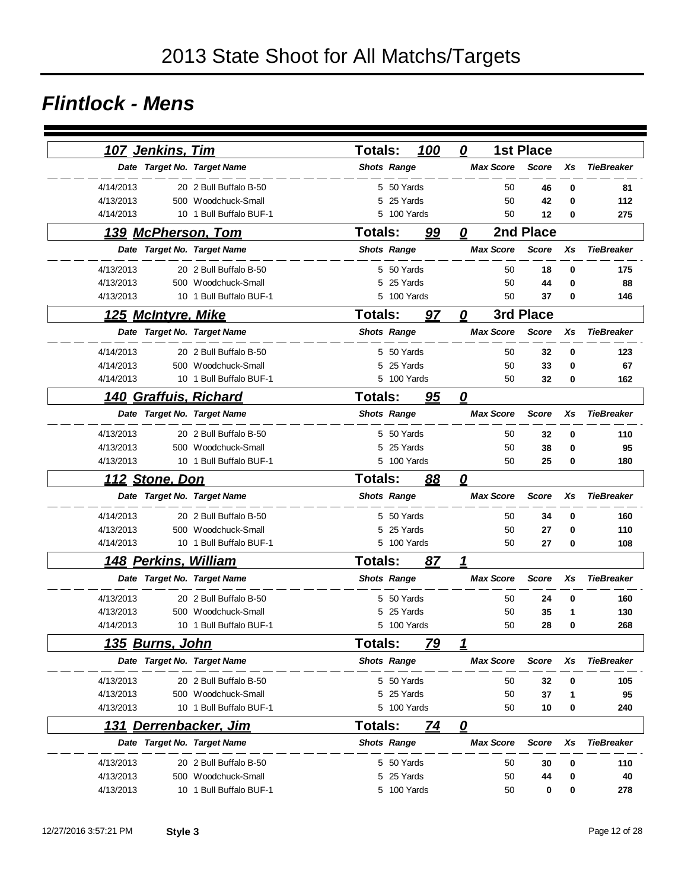# 2013 State Shoot for All Matchs/Targets

## Flintlock - Mens

### 107 Jenkins, Tim — Totals: 100 — 0 — 1st Place

| Date | Target No. | Target Name | Shots | Range | Max Score | Score | Xs | TieBreaker |
|---|---|---|---|---|---|---|---|---|
| 4/14/2013 | 20 | 2 Bull Buffalo B-50 | 5 | 50 Yards | 50 | 46 | 0 | 81 |
| 4/13/2013 | 500 | Woodchuck-Small | 5 | 25 Yards | 50 | 42 | 0 | 112 |
| 4/14/2013 | 10 | 1 Bull Buffalo BUF-1 | 5 | 100 Yards | 50 | 12 | 0 | 275 |

### 139 McPherson, Tom — Totals: 99 — 0 — 2nd Place

| Date | Target No. | Target Name | Shots | Range | Max Score | Score | Xs | TieBreaker |
|---|---|---|---|---|---|---|---|---|
| 4/13/2013 | 20 | 2 Bull Buffalo B-50 | 5 | 50 Yards | 50 | 18 | 0 | 175 |
| 4/13/2013 | 500 | Woodchuck-Small | 5 | 25 Yards | 50 | 44 | 0 | 88 |
| 4/13/2013 | 10 | 1 Bull Buffalo BUF-1 | 5 | 100 Yards | 50 | 37 | 0 | 146 |

### 125 McIntyre, Mike — Totals: 97 — 0 — 3rd Place

| Date | Target No. | Target Name | Shots | Range | Max Score | Score | Xs | TieBreaker |
|---|---|---|---|---|---|---|---|---|
| 4/14/2013 | 20 | 2 Bull Buffalo B-50 | 5 | 50 Yards | 50 | 32 | 0 | 123 |
| 4/14/2013 | 500 | Woodchuck-Small | 5 | 25 Yards | 50 | 33 | 0 | 67 |
| 4/14/2013 | 10 | 1 Bull Buffalo BUF-1 | 5 | 100 Yards | 50 | 32 | 0 | 162 |

### 140 Graffuis, Richard — Totals: 95 — 0

| Date | Target No. | Target Name | Shots | Range | Max Score | Score | Xs | TieBreaker |
|---|---|---|---|---|---|---|---|---|
| 4/13/2013 | 20 | 2 Bull Buffalo B-50 | 5 | 50 Yards | 50 | 32 | 0 | 110 |
| 4/13/2013 | 500 | Woodchuck-Small | 5 | 25 Yards | 50 | 38 | 0 | 95 |
| 4/13/2013 | 10 | 1 Bull Buffalo BUF-1 | 5 | 100 Yards | 50 | 25 | 0 | 180 |

### 112 Stone, Don — Totals: 88 — 0

| Date | Target No. | Target Name | Shots | Range | Max Score | Score | Xs | TieBreaker |
|---|---|---|---|---|---|---|---|---|
| 4/14/2013 | 20 | 2 Bull Buffalo B-50 | 5 | 50 Yards | 50 | 34 | 0 | 160 |
| 4/13/2013 | 500 | Woodchuck-Small | 5 | 25 Yards | 50 | 27 | 0 | 110 |
| 4/14/2013 | 10 | 1 Bull Buffalo BUF-1 | 5 | 100 Yards | 50 | 27 | 0 | 108 |

### 148 Perkins, William — Totals: 87 — 1

| Date | Target No. | Target Name | Shots | Range | Max Score | Score | Xs | TieBreaker |
|---|---|---|---|---|---|---|---|---|
| 4/13/2013 | 20 | 2 Bull Buffalo B-50 | 5 | 50 Yards | 50 | 24 | 0 | 160 |
| 4/13/2013 | 500 | Woodchuck-Small | 5 | 25 Yards | 50 | 35 | 1 | 130 |
| 4/14/2013 | 10 | 1 Bull Buffalo BUF-1 | 5 | 100 Yards | 50 | 28 | 0 | 268 |

### 135 Burns, John — Totals: 79 — 1

| Date | Target No. | Target Name | Shots | Range | Max Score | Score | Xs | TieBreaker |
|---|---|---|---|---|---|---|---|---|
| 4/13/2013 | 20 | 2 Bull Buffalo B-50 | 5 | 50 Yards | 50 | 32 | 0 | 105 |
| 4/13/2013 | 500 | Woodchuck-Small | 5 | 25 Yards | 50 | 37 | 1 | 95 |
| 4/13/2013 | 10 | 1 Bull Buffalo BUF-1 | 5 | 100 Yards | 50 | 10 | 0 | 240 |

### 131 Derrenbacker, Jim — Totals: 74 — 0

| Date | Target No. | Target Name | Shots | Range | Max Score | Score | Xs | TieBreaker |
|---|---|---|---|---|---|---|---|---|
| 4/13/2013 | 20 | 2 Bull Buffalo B-50 | 5 | 50 Yards | 50 | 30 | 0 | 110 |
| 4/13/2013 | 500 | Woodchuck-Small | 5 | 25 Yards | 50 | 44 | 0 | 40 |
| 4/13/2013 | 10 | 1 Bull Buffalo BUF-1 | 5 | 100 Yards | 50 | 0 | 0 | 278 |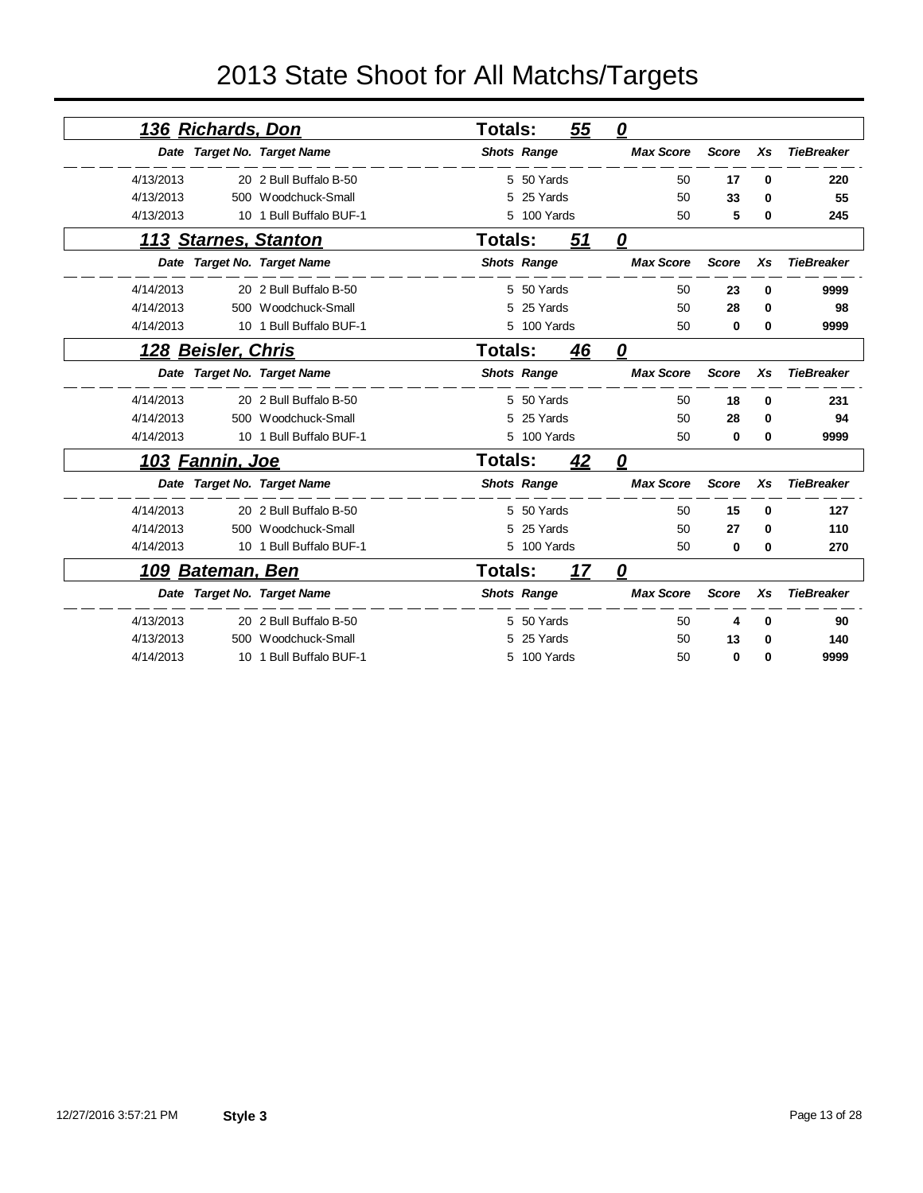# 2013 State Shoot for All Matchs/Targets

## 136 Richards, Don — Totals: 55 0

| Date | Target No. | Target Name | Shots | Range | Max Score | Score | Xs | TieBreaker |
|---|---|---|---|---|---|---|---|---|
| 4/13/2013 | 20 | 2 Bull Buffalo B-50 | 5 | 50 Yards | 50 | 17 | 0 | 220 |
| 4/13/2013 | 500 | Woodchuck-Small | 5 | 25 Yards | 50 | 33 | 0 | 55 |
| 4/13/2013 | 10 | 1 Bull Buffalo BUF-1 | 5 | 100 Yards | 50 | 5 | 0 | 245 |

## 113 Starnes, Stanton — Totals: 51 0

| Date | Target No. | Target Name | Shots | Range | Max Score | Score | Xs | TieBreaker |
|---|---|---|---|---|---|---|---|---|
| 4/14/2013 | 20 | 2 Bull Buffalo B-50 | 5 | 50 Yards | 50 | 23 | 0 | 9999 |
| 4/14/2013 | 500 | Woodchuck-Small | 5 | 25 Yards | 50 | 28 | 0 | 98 |
| 4/14/2013 | 10 | 1 Bull Buffalo BUF-1 | 5 | 100 Yards | 50 | 0 | 0 | 9999 |

## 128 Beisler, Chris — Totals: 46 0

| Date | Target No. | Target Name | Shots | Range | Max Score | Score | Xs | TieBreaker |
|---|---|---|---|---|---|---|---|---|
| 4/14/2013 | 20 | 2 Bull Buffalo B-50 | 5 | 50 Yards | 50 | 18 | 0 | 231 |
| 4/14/2013 | 500 | Woodchuck-Small | 5 | 25 Yards | 50 | 28 | 0 | 94 |
| 4/14/2013 | 10 | 1 Bull Buffalo BUF-1 | 5 | 100 Yards | 50 | 0 | 0 | 9999 |

## 103 Fannin, Joe — Totals: 42 0

| Date | Target No. | Target Name | Shots | Range | Max Score | Score | Xs | TieBreaker |
|---|---|---|---|---|---|---|---|---|
| 4/14/2013 | 20 | 2 Bull Buffalo B-50 | 5 | 50 Yards | 50 | 15 | 0 | 127 |
| 4/14/2013 | 500 | Woodchuck-Small | 5 | 25 Yards | 50 | 27 | 0 | 110 |
| 4/14/2013 | 10 | 1 Bull Buffalo BUF-1 | 5 | 100 Yards | 50 | 0 | 0 | 270 |

## 109 Bateman, Ben — Totals: 17 0

| Date | Target No. | Target Name | Shots | Range | Max Score | Score | Xs | TieBreaker |
|---|---|---|---|---|---|---|---|---|
| 4/13/2013 | 20 | 2 Bull Buffalo B-50 | 5 | 50 Yards | 50 | 4 | 0 | 90 |
| 4/13/2013 | 500 | Woodchuck-Small | 5 | 25 Yards | 50 | 13 | 0 | 140 |
| 4/14/2013 | 10 | 1 Bull Buffalo BUF-1 | 5 | 100 Yards | 50 | 0 | 0 | 9999 |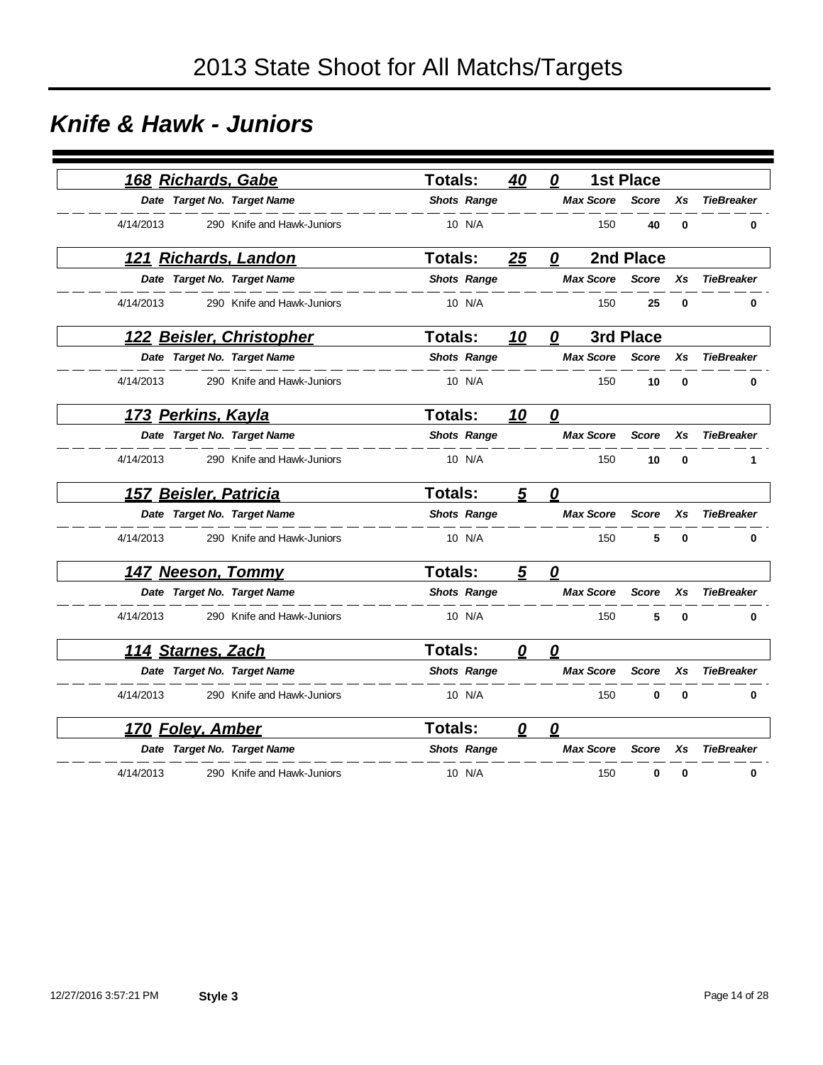# 2013 State Shoot for All Matchs/Targets

## *Knife & Hawk - Juniors*

### *168 Richards, Gabe* — Totals: 40 0 — 1st Place

| Date | Target No. | Target Name | Shots | Range | Max Score | Score | Xs | TieBreaker |
|---|---|---|---|---|---|---|---|---|
| 4/14/2013 | 290 | Knife and Hawk-Juniors | 10 | N/A | 150 | **40** | **0** | **0** |

### *121 Richards, Landon* — Totals: 25 0 — 2nd Place

| Date | Target No. | Target Name | Shots | Range | Max Score | Score | Xs | TieBreaker |
|---|---|---|---|---|---|---|---|---|
| 4/14/2013 | 290 | Knife and Hawk-Juniors | 10 | N/A | 150 | **25** | **0** | **0** |

### *122 Beisler, Christopher* — Totals: 10 0 — 3rd Place

| Date | Target No. | Target Name | Shots | Range | Max Score | Score | Xs | TieBreaker |
|---|---|---|---|---|---|---|---|---|
| 4/14/2013 | 290 | Knife and Hawk-Juniors | 10 | N/A | 150 | **10** | **0** | **0** |

### *173 Perkins, Kayla* — Totals: 10 0

| Date | Target No. | Target Name | Shots | Range | Max Score | Score | Xs | TieBreaker |
|---|---|---|---|---|---|---|---|---|
| 4/14/2013 | 290 | Knife and Hawk-Juniors | 10 | N/A | 150 | **10** | **0** | **1** |

### *157 Beisler, Patricia* — Totals: 5 0

| Date | Target No. | Target Name | Shots | Range | Max Score | Score | Xs | TieBreaker |
|---|---|---|---|---|---|---|---|---|
| 4/14/2013 | 290 | Knife and Hawk-Juniors | 10 | N/A | 150 | **5** | **0** | **0** |

### *147 Neeson, Tommy* — Totals: 5 0

| Date | Target No. | Target Name | Shots | Range | Max Score | Score | Xs | TieBreaker |
|---|---|---|---|---|---|---|---|---|
| 4/14/2013 | 290 | Knife and Hawk-Juniors | 10 | N/A | 150 | **5** | **0** | **0** |

### *114 Starnes, Zach* — Totals: 0 0

| Date | Target No. | Target Name | Shots | Range | Max Score | Score | Xs | TieBreaker |
|---|---|---|---|---|---|---|---|---|
| 4/14/2013 | 290 | Knife and Hawk-Juniors | 10 | N/A | 150 | **0** | **0** | **0** |

### *170 Foley, Amber* — Totals: 0 0

| Date | Target No. | Target Name | Shots | Range | Max Score | Score | Xs | TieBreaker |
|---|---|---|---|---|---|---|---|---|
| 4/14/2013 | 290 | Knife and Hawk-Juniors | 10 | N/A | 150 | **0** | **0** | **0** |

12/27/2016 3:57:21 PM **Style 3**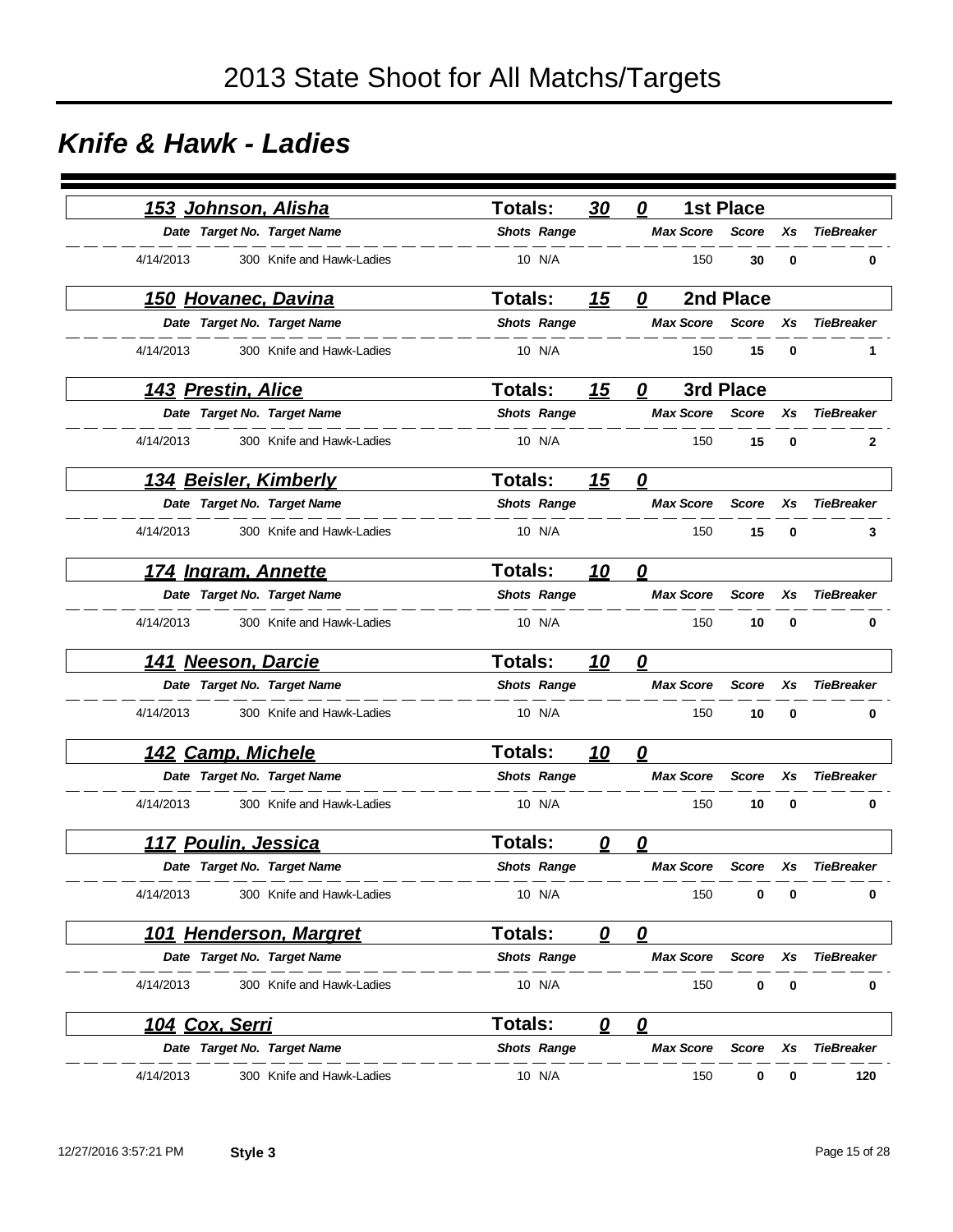# 2013 State Shoot for All Matchs/Targets

## *Knife & Hawk - Ladies*

### *153 Johnson, Alisha* — Totals: 30 0 — 1st Place

| Date | Target No. | Target Name | Shots | Range | Max Score | Score | Xs | TieBreaker |
|---|---|---|---|---|---|---|---|---|
| 4/14/2013 | 300 | Knife and Hawk-Ladies | 10 | N/A | 150 | **30** | **0** | **0** |

### *150 Hovanec, Davina* — Totals: 15 0 — 2nd Place

| Date | Target No. | Target Name | Shots | Range | Max Score | Score | Xs | TieBreaker |
|---|---|---|---|---|---|---|---|---|
| 4/14/2013 | 300 | Knife and Hawk-Ladies | 10 | N/A | 150 | **15** | **0** | **1** |

### *143 Prestin, Alice* — Totals: 15 0 — 3rd Place

| Date | Target No. | Target Name | Shots | Range | Max Score | Score | Xs | TieBreaker |
|---|---|---|---|---|---|---|---|---|
| 4/14/2013 | 300 | Knife and Hawk-Ladies | 10 | N/A | 150 | **15** | **0** | **2** |

### *134 Beisler, Kimberly* — Totals: 15 0

| Date | Target No. | Target Name | Shots | Range | Max Score | Score | Xs | TieBreaker |
|---|---|---|---|---|---|---|---|---|
| 4/14/2013 | 300 | Knife and Hawk-Ladies | 10 | N/A | 150 | **15** | **0** | **3** |

### *174 Ingram, Annette* — Totals: 10 0

| Date | Target No. | Target Name | Shots | Range | Max Score | Score | Xs | TieBreaker |
|---|---|---|---|---|---|---|---|---|
| 4/14/2013 | 300 | Knife and Hawk-Ladies | 10 | N/A | 150 | **10** | **0** | **0** |

### *141 Neeson, Darcie* — Totals: 10 0

| Date | Target No. | Target Name | Shots | Range | Max Score | Score | Xs | TieBreaker |
|---|---|---|---|---|---|---|---|---|
| 4/14/2013 | 300 | Knife and Hawk-Ladies | 10 | N/A | 150 | **10** | **0** | **0** |

### *142 Camp, Michele* — Totals: 10 0

| Date | Target No. | Target Name | Shots | Range | Max Score | Score | Xs | TieBreaker |
|---|---|---|---|---|---|---|---|---|
| 4/14/2013 | 300 | Knife and Hawk-Ladies | 10 | N/A | 150 | **10** | **0** | **0** |

### *117 Poulin, Jessica* — Totals: 0 0

| Date | Target No. | Target Name | Shots | Range | Max Score | Score | Xs | TieBreaker |
|---|---|---|---|---|---|---|---|---|
| 4/14/2013 | 300 | Knife and Hawk-Ladies | 10 | N/A | 150 | **0** | **0** | **0** |

### *101 Henderson, Margret* — Totals: 0 0

| Date | Target No. | Target Name | Shots | Range | Max Score | Score | Xs | TieBreaker |
|---|---|---|---|---|---|---|---|---|
| 4/14/2013 | 300 | Knife and Hawk-Ladies | 10 | N/A | 150 | **0** | **0** | **0** |

### *104 Cox, Serri* — Totals: 0 0

| Date | Target No. | Target Name | Shots | Range | Max Score | Score | Xs | TieBreaker |
|---|---|---|---|---|---|---|---|---|
| 4/14/2013 | 300 | Knife and Hawk-Ladies | 10 | N/A | 150 | **0** | **0** | **120** |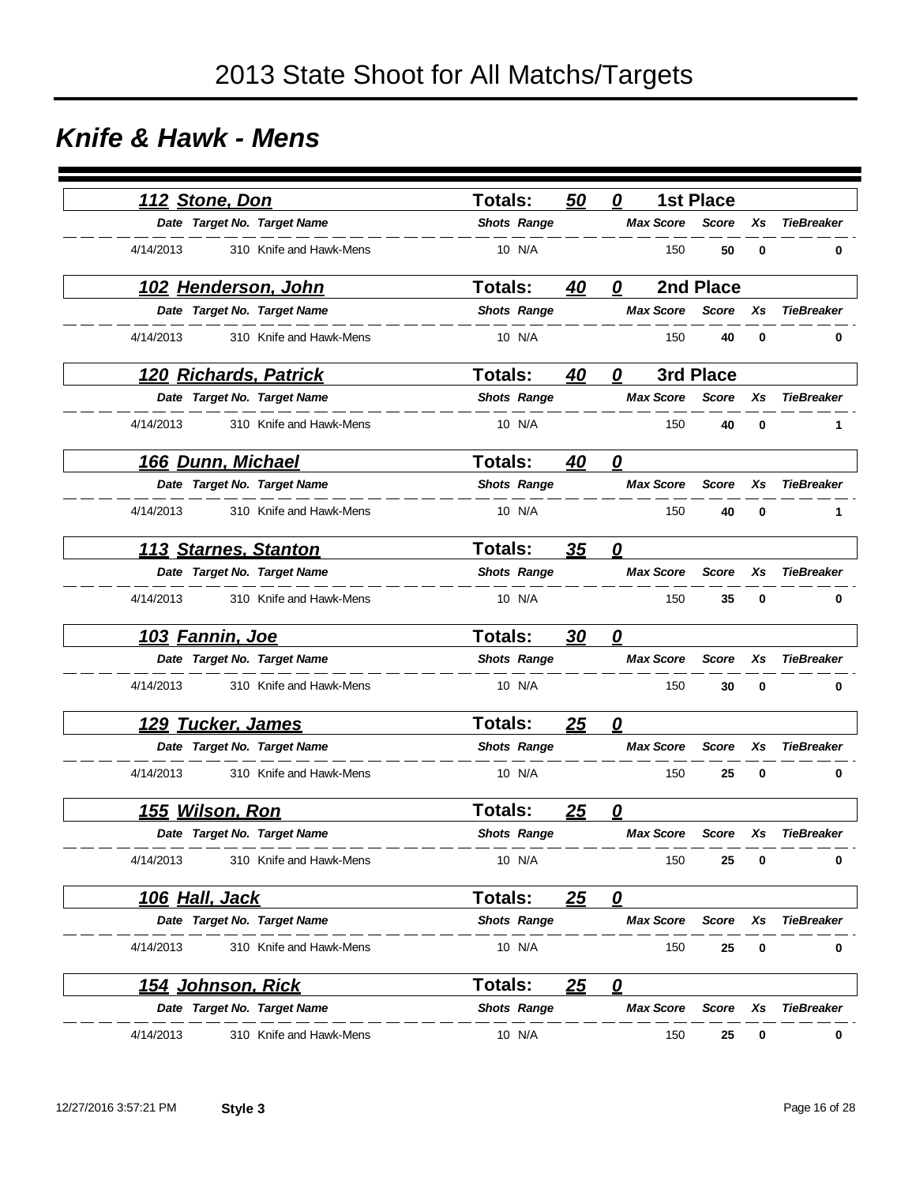# 2013 State Shoot for All Matchs/Targets

## *Knife & Hawk - Mens*

### 112 Stone, Don — Totals: 50 — 0 — 1st Place

| Date | Target No. | Target Name | Shots | Range | Max Score | Score | Xs | TieBreaker |
|---|---|---|---|---|---|---|---|---|
| 4/14/2013 | 310 | Knife and Hawk-Mens | 10 | N/A | 150 | **50** | **0** | **0** |

### 102 Henderson, John — Totals: 40 — 0 — 2nd Place

| Date | Target No. | Target Name | Shots | Range | Max Score | Score | Xs | TieBreaker |
|---|---|---|---|---|---|---|---|---|
| 4/14/2013 | 310 | Knife and Hawk-Mens | 10 | N/A | 150 | **40** | **0** | **0** |

### 120 Richards, Patrick — Totals: 40 — 0 — 3rd Place

| Date | Target No. | Target Name | Shots | Range | Max Score | Score | Xs | TieBreaker |
|---|---|---|---|---|---|---|---|---|
| 4/14/2013 | 310 | Knife and Hawk-Mens | 10 | N/A | 150 | **40** | **0** | **1** |

### 166 Dunn, Michael — Totals: 40 — 0

| Date | Target No. | Target Name | Shots | Range | Max Score | Score | Xs | TieBreaker |
|---|---|---|---|---|---|---|---|---|
| 4/14/2013 | 310 | Knife and Hawk-Mens | 10 | N/A | 150 | **40** | **0** | **1** |

### 113 Starnes, Stanton — Totals: 35 — 0

| Date | Target No. | Target Name | Shots | Range | Max Score | Score | Xs | TieBreaker |
|---|---|---|---|---|---|---|---|---|
| 4/14/2013 | 310 | Knife and Hawk-Mens | 10 | N/A | 150 | **35** | **0** | **0** |

### 103 Fannin, Joe — Totals: 30 — 0

| Date | Target No. | Target Name | Shots | Range | Max Score | Score | Xs | TieBreaker |
|---|---|---|---|---|---|---|---|---|
| 4/14/2013 | 310 | Knife and Hawk-Mens | 10 | N/A | 150 | **30** | **0** | **0** |

### 129 Tucker, James — Totals: 25 — 0

| Date | Target No. | Target Name | Shots | Range | Max Score | Score | Xs | TieBreaker |
|---|---|---|---|---|---|---|---|---|
| 4/14/2013 | 310 | Knife and Hawk-Mens | 10 | N/A | 150 | **25** | **0** | **0** |

### 155 Wilson, Ron — Totals: 25 — 0

| Date | Target No. | Target Name | Shots | Range | Max Score | Score | Xs | TieBreaker |
|---|---|---|---|---|---|---|---|---|
| 4/14/2013 | 310 | Knife and Hawk-Mens | 10 | N/A | 150 | **25** | **0** | **0** |

### 106 Hall, Jack — Totals: 25 — 0

| Date | Target No. | Target Name | Shots | Range | Max Score | Score | Xs | TieBreaker |
|---|---|---|---|---|---|---|---|---|
| 4/14/2013 | 310 | Knife and Hawk-Mens | 10 | N/A | 150 | **25** | **0** | **0** |

### 154 Johnson, Rick — Totals: 25 — 0

| Date | Target No. | Target Name | Shots | Range | Max Score | Score | Xs | TieBreaker |
|---|---|---|---|---|---|---|---|---|
| 4/14/2013 | 310 | Knife and Hawk-Mens | 10 | N/A | 150 | **25** | **0** | **0** |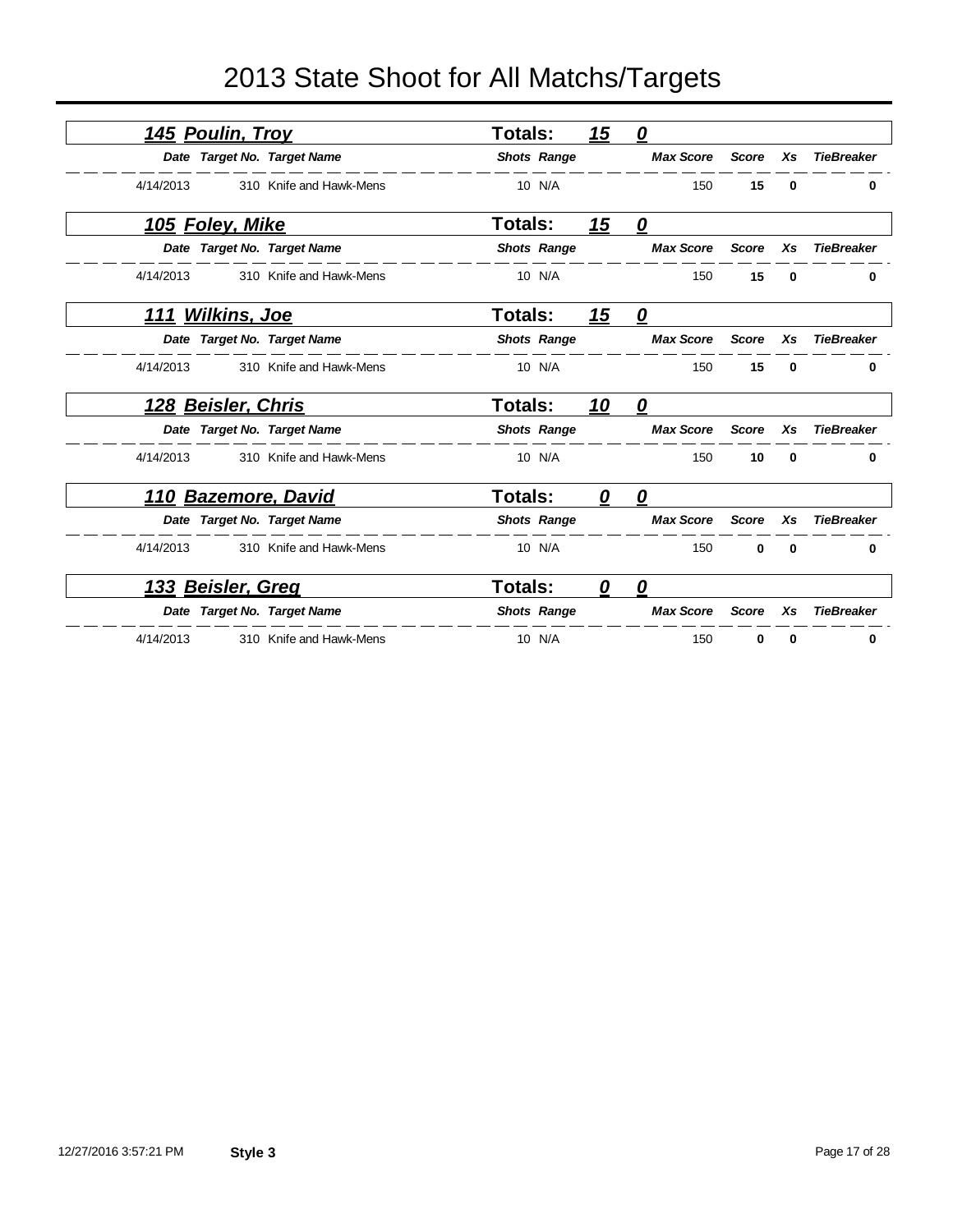# 2013 State Shoot for All Matchs/Targets

### 145 Poulin, Troy — Totals: 15 0

| Date | Target No. | Target Name | Shots | Range | Max Score | Score | Xs | TieBreaker |
|---|---|---|---|---|---|---|---|---|
| 4/14/2013 | 310 | Knife and Hawk-Mens | 10 | N/A | 150 | **15** | **0** | **0** |

### 105 Foley, Mike — Totals: 15 0

| Date | Target No. | Target Name | Shots | Range | Max Score | Score | Xs | TieBreaker |
|---|---|---|---|---|---|---|---|---|
| 4/14/2013 | 310 | Knife and Hawk-Mens | 10 | N/A | 150 | **15** | **0** | **0** |

### 111 Wilkins, Joe — Totals: 15 0

| Date | Target No. | Target Name | Shots | Range | Max Score | Score | Xs | TieBreaker |
|---|---|---|---|---|---|---|---|---|
| 4/14/2013 | 310 | Knife and Hawk-Mens | 10 | N/A | 150 | **15** | **0** | **0** |

### 128 Beisler, Chris — Totals: 10 0

| Date | Target No. | Target Name | Shots | Range | Max Score | Score | Xs | TieBreaker |
|---|---|---|---|---|---|---|---|---|
| 4/14/2013 | 310 | Knife and Hawk-Mens | 10 | N/A | 150 | **10** | **0** | **0** |

### 110 Bazemore, David — Totals: 0 0

| Date | Target No. | Target Name | Shots | Range | Max Score | Score | Xs | TieBreaker |
|---|---|---|---|---|---|---|---|---|
| 4/14/2013 | 310 | Knife and Hawk-Mens | 10 | N/A | 150 | **0** | **0** | **0** |

### 133 Beisler, Greg — Totals: 0 0

| Date | Target No. | Target Name | Shots | Range | Max Score | Score | Xs | TieBreaker |
|---|---|---|---|---|---|---|---|---|
| 4/14/2013 | 310 | Knife and Hawk-Mens | 10 | N/A | 150 | **0** | **0** | **0** |

12/27/2016 3:57:21 PM **Style 3**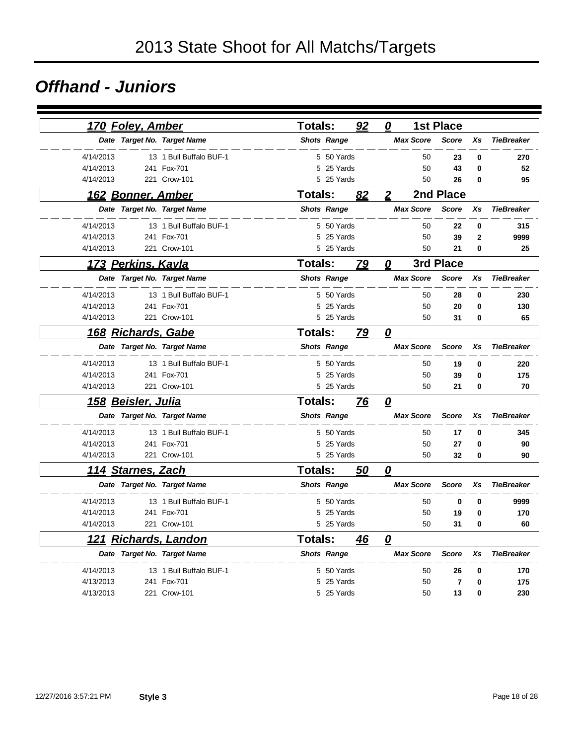# 2013 State Shoot for All Matchs/Targets

## Offhand - Juniors

### 170 Foley, Amber — Totals: 92 | 0 | 1st Place

| Date | Target No. | Target Name | Shots | Range | Max Score | Score | Xs | TieBreaker |
|---|---|---|---|---|---|---|---|---|
| 4/14/2013 | 13 | 1 Bull Buffalo BUF-1 | 5 | 50 Yards | 50 | **23** | **0** | **270** |
| 4/14/2013 | 241 | Fox-701 | 5 | 25 Yards | 50 | **43** | **0** | **52** |
| 4/14/2013 | 221 | Crow-101 | 5 | 25 Yards | 50 | **26** | **0** | **95** |

### 162 Bonner, Amber — Totals: 82 | 2 | 2nd Place

| Date | Target No. | Target Name | Shots | Range | Max Score | Score | Xs | TieBreaker |
|---|---|---|---|---|---|---|---|---|
| 4/14/2013 | 13 | 1 Bull Buffalo BUF-1 | 5 | 50 Yards | 50 | **22** | **0** | **315** |
| 4/14/2013 | 241 | Fox-701 | 5 | 25 Yards | 50 | **39** | **2** | **9999** |
| 4/14/2013 | 221 | Crow-101 | 5 | 25 Yards | 50 | **21** | **0** | **25** |

### 173 Perkins, Kayla — Totals: 79 | 0 | 3rd Place

| Date | Target No. | Target Name | Shots | Range | Max Score | Score | Xs | TieBreaker |
|---|---|---|---|---|---|---|---|---|
| 4/14/2013 | 13 | 1 Bull Buffalo BUF-1 | 5 | 50 Yards | 50 | **28** | **0** | **230** |
| 4/14/2013 | 241 | Fox-701 | 5 | 25 Yards | 50 | **20** | **0** | **130** |
| 4/14/2013 | 221 | Crow-101 | 5 | 25 Yards | 50 | **31** | **0** | **65** |

### 168 Richards, Gabe — Totals: 79 | 0

| Date | Target No. | Target Name | Shots | Range | Max Score | Score | Xs | TieBreaker |
|---|---|---|---|---|---|---|---|---|
| 4/14/2013 | 13 | 1 Bull Buffalo BUF-1 | 5 | 50 Yards | 50 | **19** | **0** | **220** |
| 4/14/2013 | 241 | Fox-701 | 5 | 25 Yards | 50 | **39** | **0** | **175** |
| 4/14/2013 | 221 | Crow-101 | 5 | 25 Yards | 50 | **21** | **0** | **70** |

### 158 Beisler, Julia — Totals: 76 | 0

| Date | Target No. | Target Name | Shots | Range | Max Score | Score | Xs | TieBreaker |
|---|---|---|---|---|---|---|---|---|
| 4/14/2013 | 13 | 1 Bull Buffalo BUF-1 | 5 | 50 Yards | 50 | **17** | **0** | **345** |
| 4/14/2013 | 241 | Fox-701 | 5 | 25 Yards | 50 | **27** | **0** | **90** |
| 4/14/2013 | 221 | Crow-101 | 5 | 25 Yards | 50 | **32** | **0** | **90** |

### 114 Starnes, Zach — Totals: 50 | 0

| Date | Target No. | Target Name | Shots | Range | Max Score | Score | Xs | TieBreaker |
|---|---|---|---|---|---|---|---|---|
| 4/14/2013 | 13 | 1 Bull Buffalo BUF-1 | 5 | 50 Yards | 50 | **0** | **0** | **9999** |
| 4/14/2013 | 241 | Fox-701 | 5 | 25 Yards | 50 | **19** | **0** | **170** |
| 4/14/2013 | 221 | Crow-101 | 5 | 25 Yards | 50 | **31** | **0** | **60** |

### 121 Richards, Landon — Totals: 46 | 0

| Date | Target No. | Target Name | Shots | Range | Max Score | Score | Xs | TieBreaker |
|---|---|---|---|---|---|---|---|---|
| 4/14/2013 | 13 | 1 Bull Buffalo BUF-1 | 5 | 50 Yards | 50 | **26** | **0** | **170** |
| 4/13/2013 | 241 | Fox-701 | 5 | 25 Yards | 50 | **7** | **0** | **175** |
| 4/13/2013 | 221 | Crow-101 | 5 | 25 Yards | 50 | **13** | **0** | **230** |

12/27/2016 3:57:21 PM **Style 3**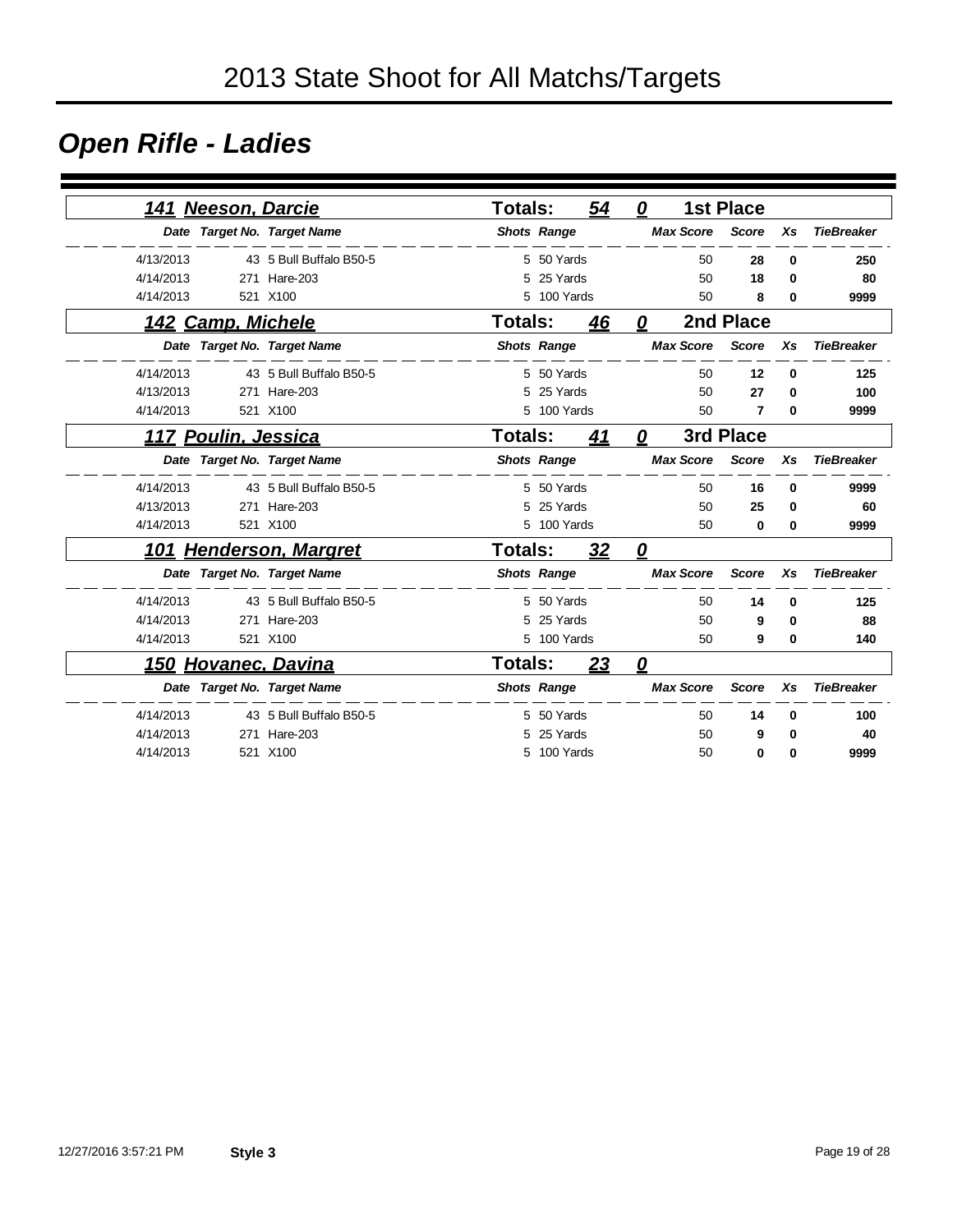# 2013 State Shoot for All Matchs/Targets

## *Open Rifle - Ladies*

### *141 Neeson, Darcie* — Totals: 54 — 0 — 1st Place

| Date | Target No. | Target Name | Shots | Range | Max Score | Score | Xs | TieBreaker |
|---|---|---|---|---|---|---|---|---|
| 4/13/2013 | 43 | 5 Bull Buffalo B50-5 | 5 | 50 Yards | 50 | **28** | **0** | **250** |
| 4/14/2013 | 271 | Hare-203 | 5 | 25 Yards | 50 | **18** | **0** | **80** |
| 4/14/2013 | 521 | X100 | 5 | 100 Yards | 50 | **8** | **0** | **9999** |

### *142 Camp, Michele* — Totals: 46 — 0 — 2nd Place

| Date | Target No. | Target Name | Shots | Range | Max Score | Score | Xs | TieBreaker |
|---|---|---|---|---|---|---|---|---|
| 4/14/2013 | 43 | 5 Bull Buffalo B50-5 | 5 | 50 Yards | 50 | **12** | **0** | **125** |
| 4/13/2013 | 271 | Hare-203 | 5 | 25 Yards | 50 | **27** | **0** | **100** |
| 4/14/2013 | 521 | X100 | 5 | 100 Yards | 50 | **7** | **0** | **9999** |

### *117 Poulin, Jessica* — Totals: 41 — 0 — 3rd Place

| Date | Target No. | Target Name | Shots | Range | Max Score | Score | Xs | TieBreaker |
|---|---|---|---|---|---|---|---|---|
| 4/14/2013 | 43 | 5 Bull Buffalo B50-5 | 5 | 50 Yards | 50 | **16** | **0** | **9999** |
| 4/13/2013 | 271 | Hare-203 | 5 | 25 Yards | 50 | **25** | **0** | **60** |
| 4/14/2013 | 521 | X100 | 5 | 100 Yards | 50 | **0** | **0** | **9999** |

### *101 Henderson, Margret* — Totals: 32 — 0

| Date | Target No. | Target Name | Shots | Range | Max Score | Score | Xs | TieBreaker |
|---|---|---|---|---|---|---|---|---|
| 4/14/2013 | 43 | 5 Bull Buffalo B50-5 | 5 | 50 Yards | 50 | **14** | **0** | **125** |
| 4/14/2013 | 271 | Hare-203 | 5 | 25 Yards | 50 | **9** | **0** | **88** |
| 4/14/2013 | 521 | X100 | 5 | 100 Yards | 50 | **9** | **0** | **140** |

### *150 Hovanec, Davina* — Totals: 23 — 0

| Date | Target No. | Target Name | Shots | Range | Max Score | Score | Xs | TieBreaker |
|---|---|---|---|---|---|---|---|---|
| 4/14/2013 | 43 | 5 Bull Buffalo B50-5 | 5 | 50 Yards | 50 | **14** | **0** | **100** |
| 4/14/2013 | 271 | Hare-203 | 5 | 25 Yards | 50 | **9** | **0** | **40** |
| 4/14/2013 | 521 | X100 | 5 | 100 Yards | 50 | **0** | **0** | **9999** |

12/27/2016 3:57:21 PM **Style 3**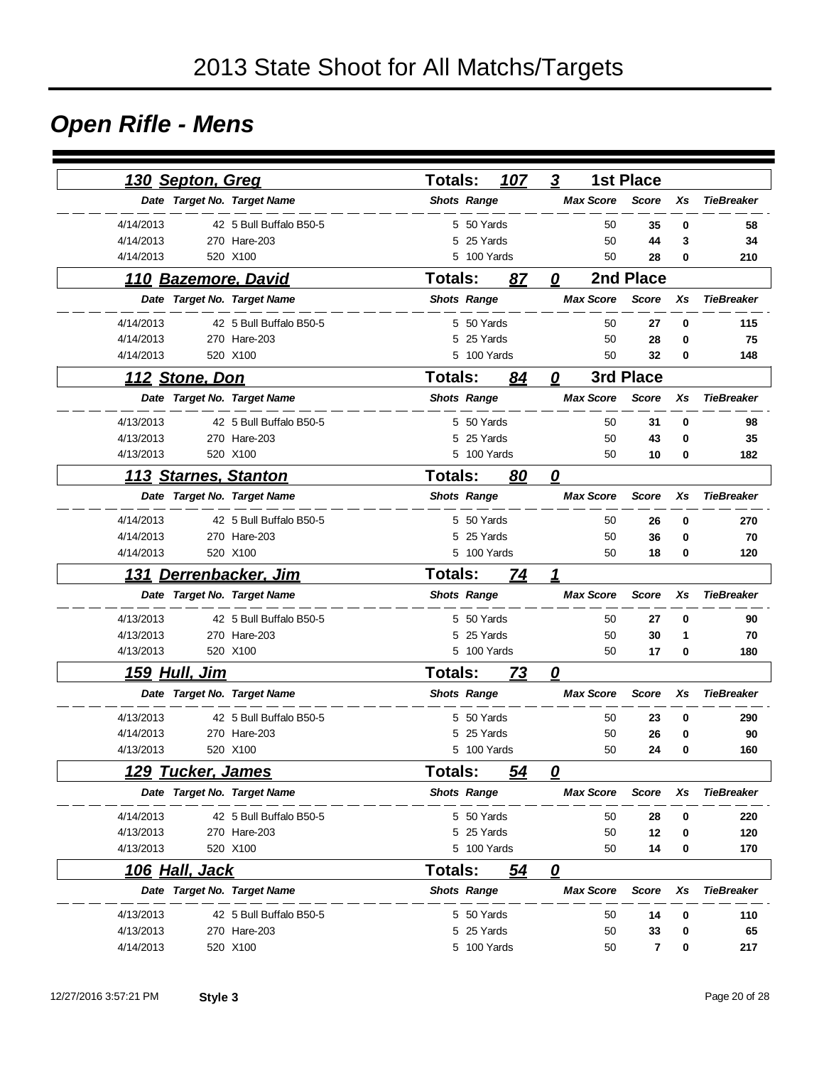# 2013 State Shoot for All Matchs/Targets

## *Open Rifle - Mens*

### 130 Septon, Greg — Totals: 107 — 3 — 1st Place

| Date | Target No. | Target Name | Shots | Range | Max Score | Score | Xs | TieBreaker |
|---|---|---|---|---|---|---|---|---|
| 4/14/2013 | 42 | 5 Bull Buffalo B50-5 | 5 | 50 Yards | 50 | **35** | **0** | **58** |
| 4/14/2013 | 270 | Hare-203 | 5 | 25 Yards | 50 | **44** | **3** | **34** |
| 4/14/2013 | 520 | X100 | 5 | 100 Yards | 50 | **28** | **0** | **210** |

### 110 Bazemore, David — Totals: 87 — 0 — 2nd Place

| Date | Target No. | Target Name | Shots | Range | Max Score | Score | Xs | TieBreaker |
|---|---|---|---|---|---|---|---|---|
| 4/14/2013 | 42 | 5 Bull Buffalo B50-5 | 5 | 50 Yards | 50 | **27** | **0** | **115** |
| 4/14/2013 | 270 | Hare-203 | 5 | 25 Yards | 50 | **28** | **0** | **75** |
| 4/14/2013 | 520 | X100 | 5 | 100 Yards | 50 | **32** | **0** | **148** |

### 112 Stone, Don — Totals: 84 — 0 — 3rd Place

| Date | Target No. | Target Name | Shots | Range | Max Score | Score | Xs | TieBreaker |
|---|---|---|---|---|---|---|---|---|
| 4/13/2013 | 42 | 5 Bull Buffalo B50-5 | 5 | 50 Yards | 50 | **31** | **0** | **98** |
| 4/13/2013 | 270 | Hare-203 | 5 | 25 Yards | 50 | **43** | **0** | **35** |
| 4/13/2013 | 520 | X100 | 5 | 100 Yards | 50 | **10** | **0** | **182** |

### 113 Starnes, Stanton — Totals: 80 — 0

| Date | Target No. | Target Name | Shots | Range | Max Score | Score | Xs | TieBreaker |
|---|---|---|---|---|---|---|---|---|
| 4/14/2013 | 42 | 5 Bull Buffalo B50-5 | 5 | 50 Yards | 50 | **26** | **0** | **270** |
| 4/14/2013 | 270 | Hare-203 | 5 | 25 Yards | 50 | **36** | **0** | **70** |
| 4/14/2013 | 520 | X100 | 5 | 100 Yards | 50 | **18** | **0** | **120** |

### 131 Derrenbacker, Jim — Totals: 74 — 1

| Date | Target No. | Target Name | Shots | Range | Max Score | Score | Xs | TieBreaker |
|---|---|---|---|---|---|---|---|---|
| 4/13/2013 | 42 | 5 Bull Buffalo B50-5 | 5 | 50 Yards | 50 | **27** | **0** | **90** |
| 4/13/2013 | 270 | Hare-203 | 5 | 25 Yards | 50 | **30** | **1** | **70** |
| 4/13/2013 | 520 | X100 | 5 | 100 Yards | 50 | **17** | **0** | **180** |

### 159 Hull, Jim — Totals: 73 — 0

| Date | Target No. | Target Name | Shots | Range | Max Score | Score | Xs | TieBreaker |
|---|---|---|---|---|---|---|---|---|
| 4/13/2013 | 42 | 5 Bull Buffalo B50-5 | 5 | 50 Yards | 50 | **23** | **0** | **290** |
| 4/14/2013 | 270 | Hare-203 | 5 | 25 Yards | 50 | **26** | **0** | **90** |
| 4/13/2013 | 520 | X100 | 5 | 100 Yards | 50 | **24** | **0** | **160** |

### 129 Tucker, James — Totals: 54 — 0

| Date | Target No. | Target Name | Shots | Range | Max Score | Score | Xs | TieBreaker |
|---|---|---|---|---|---|---|---|---|
| 4/14/2013 | 42 | 5 Bull Buffalo B50-5 | 5 | 50 Yards | 50 | **28** | **0** | **220** |
| 4/13/2013 | 270 | Hare-203 | 5 | 25 Yards | 50 | **12** | **0** | **120** |
| 4/13/2013 | 520 | X100 | 5 | 100 Yards | 50 | **14** | **0** | **170** |

### 106 Hall, Jack — Totals: 54 — 0

| Date | Target No. | Target Name | Shots | Range | Max Score | Score | Xs | TieBreaker |
|---|---|---|---|---|---|---|---|---|
| 4/13/2013 | 42 | 5 Bull Buffalo B50-5 | 5 | 50 Yards | 50 | **14** | **0** | **110** |
| 4/13/2013 | 270 | Hare-203 | 5 | 25 Yards | 50 | **33** | **0** | **65** |
| 4/14/2013 | 520 | X100 | 5 | 100 Yards | 50 | **7** | **0** | **217** |

12/27/2016 3:57:21 PM **Style 3**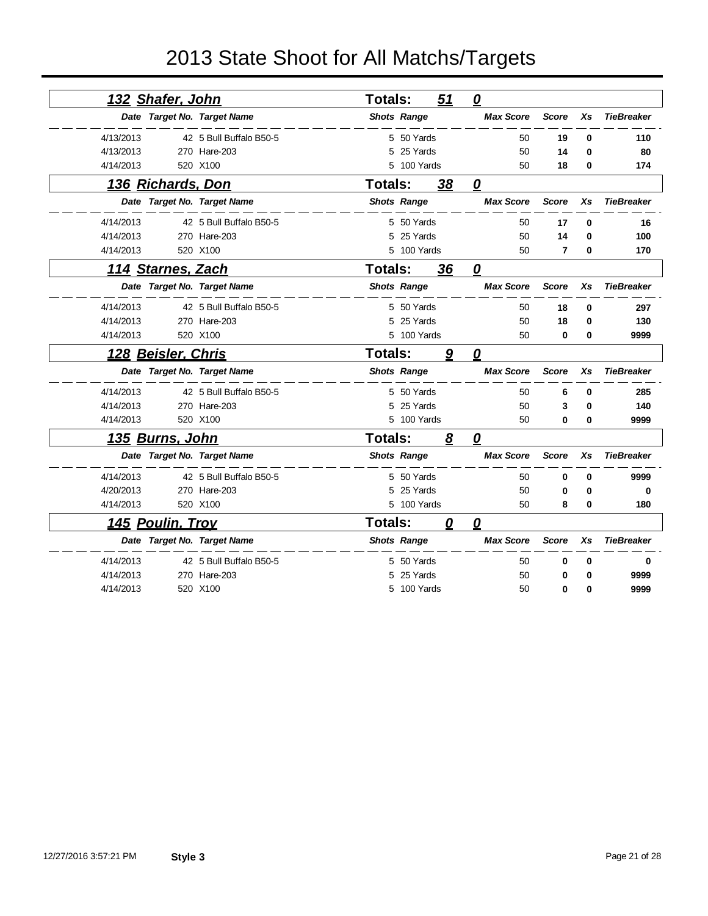# 2013 State Shoot for All Matchs/Targets

## 132 Shafer, John — Totals: 51 0

| Date | Target No. | Target Name | Shots | Range | Max Score | Score | Xs | TieBreaker |
|---|---|---|---|---|---|---|---|---|
| 4/13/2013 | 42 | 5 Bull Buffalo B50-5 | 5 | 50 Yards | 50 | 19 | 0 | 110 |
| 4/13/2013 | 270 | Hare-203 | 5 | 25 Yards | 50 | 14 | 0 | 80 |
| 4/14/2013 | 520 | X100 | 5 | 100 Yards | 50 | 18 | 0 | 174 |

## 136 Richards, Don — Totals: 38 0

| Date | Target No. | Target Name | Shots | Range | Max Score | Score | Xs | TieBreaker |
|---|---|---|---|---|---|---|---|---|
| 4/14/2013 | 42 | 5 Bull Buffalo B50-5 | 5 | 50 Yards | 50 | 17 | 0 | 16 |
| 4/14/2013 | 270 | Hare-203 | 5 | 25 Yards | 50 | 14 | 0 | 100 |
| 4/14/2013 | 520 | X100 | 5 | 100 Yards | 50 | 7 | 0 | 170 |

## 114 Starnes, Zach — Totals: 36 0

| Date | Target No. | Target Name | Shots | Range | Max Score | Score | Xs | TieBreaker |
|---|---|---|---|---|---|---|---|---|
| 4/14/2013 | 42 | 5 Bull Buffalo B50-5 | 5 | 50 Yards | 50 | 18 | 0 | 297 |
| 4/14/2013 | 270 | Hare-203 | 5 | 25 Yards | 50 | 18 | 0 | 130 |
| 4/14/2013 | 520 | X100 | 5 | 100 Yards | 50 | 0 | 0 | 9999 |

## 128 Beisler, Chris — Totals: 9 0

| Date | Target No. | Target Name | Shots | Range | Max Score | Score | Xs | TieBreaker |
|---|---|---|---|---|---|---|---|---|
| 4/14/2013 | 42 | 5 Bull Buffalo B50-5 | 5 | 50 Yards | 50 | 6 | 0 | 285 |
| 4/14/2013 | 270 | Hare-203 | 5 | 25 Yards | 50 | 3 | 0 | 140 |
| 4/14/2013 | 520 | X100 | 5 | 100 Yards | 50 | 0 | 0 | 9999 |

## 135 Burns, John — Totals: 8 0

| Date | Target No. | Target Name | Shots | Range | Max Score | Score | Xs | TieBreaker |
|---|---|---|---|---|---|---|---|---|
| 4/14/2013 | 42 | 5 Bull Buffalo B50-5 | 5 | 50 Yards | 50 | 0 | 0 | 9999 |
| 4/20/2013 | 270 | Hare-203 | 5 | 25 Yards | 50 | 0 | 0 | 0 |
| 4/14/2013 | 520 | X100 | 5 | 100 Yards | 50 | 8 | 0 | 180 |

## 145 Poulin, Troy — Totals: 0 0

| Date | Target No. | Target Name | Shots | Range | Max Score | Score | Xs | TieBreaker |
|---|---|---|---|---|---|---|---|---|
| 4/14/2013 | 42 | 5 Bull Buffalo B50-5 | 5 | 50 Yards | 50 | 0 | 0 | 0 |
| 4/14/2013 | 270 | Hare-203 | 5 | 25 Yards | 50 | 0 | 0 | 9999 |
| 4/14/2013 | 520 | X100 | 5 | 100 Yards | 50 | 0 | 0 | 9999 |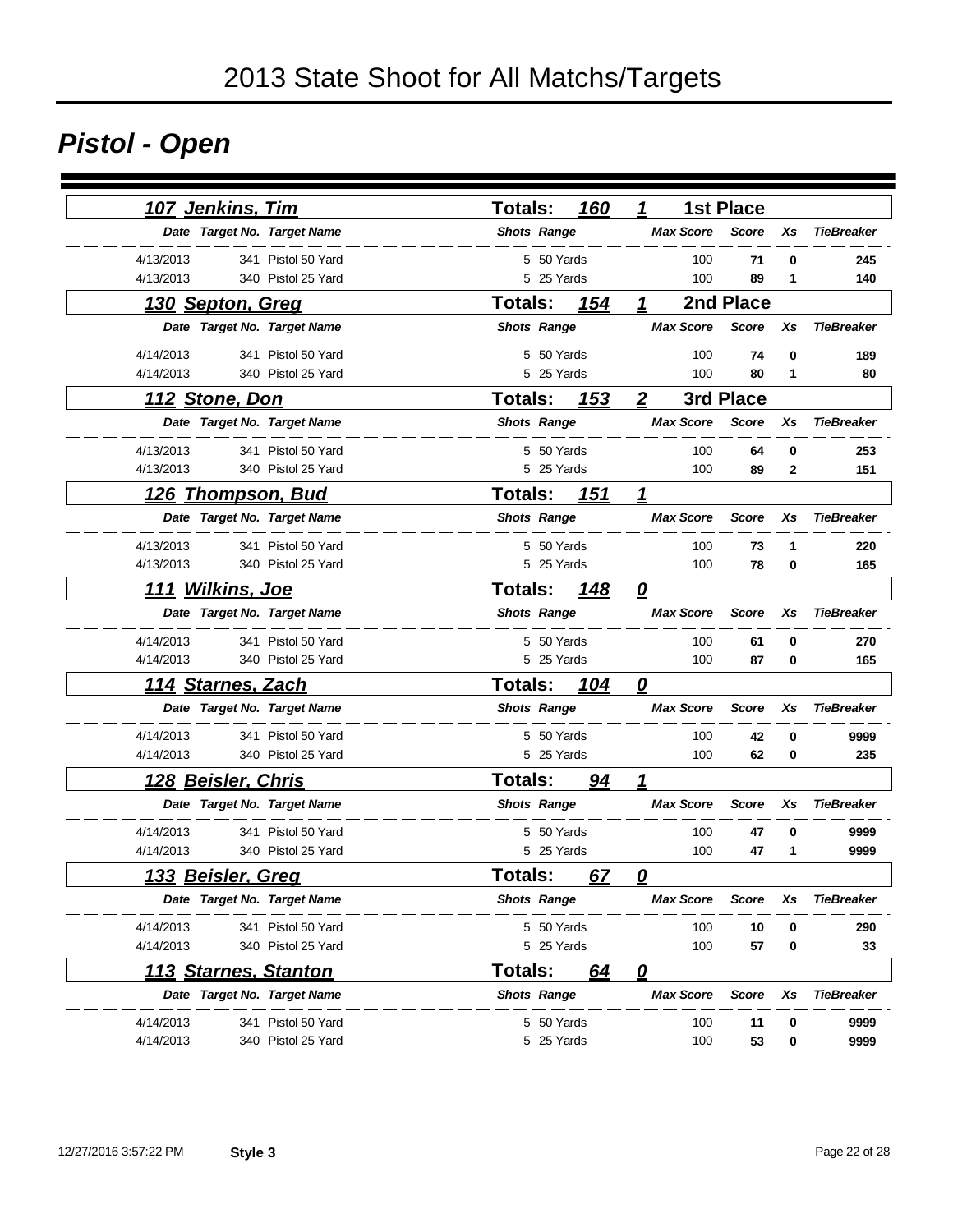# 2013 State Shoot for All Matchs/Targets

## Pistol - Open

### 107 Jenkins, Tim — Totals: 160 — 1 — 1st Place

| Date | Target No. | Target Name | Shots | Range | Max Score | Score | Xs | TieBreaker |
|---|---|---|---|---|---|---|---|---|
| 4/13/2013 | 341 | Pistol 50 Yard | 5 | 50 Yards | 100 | 71 | 0 | 245 |
| 4/13/2013 | 340 | Pistol 25 Yard | 5 | 25 Yards | 100 | 89 | 1 | 140 |

### 130 Septon, Greg — Totals: 154 — 1 — 2nd Place

| Date | Target No. | Target Name | Shots | Range | Max Score | Score | Xs | TieBreaker |
|---|---|---|---|---|---|---|---|---|
| 4/14/2013 | 341 | Pistol 50 Yard | 5 | 50 Yards | 100 | 74 | 0 | 189 |
| 4/14/2013 | 340 | Pistol 25 Yard | 5 | 25 Yards | 100 | 80 | 1 | 80 |

### 112 Stone, Don — Totals: 153 — 2 — 3rd Place

| Date | Target No. | Target Name | Shots | Range | Max Score | Score | Xs | TieBreaker |
|---|---|---|---|---|---|---|---|---|
| 4/13/2013 | 341 | Pistol 50 Yard | 5 | 50 Yards | 100 | 64 | 0 | 253 |
| 4/13/2013 | 340 | Pistol 25 Yard | 5 | 25 Yards | 100 | 89 | 2 | 151 |

### 126 Thompson, Bud — Totals: 151 — 1

| Date | Target No. | Target Name | Shots | Range | Max Score | Score | Xs | TieBreaker |
|---|---|---|---|---|---|---|---|---|
| 4/13/2013 | 341 | Pistol 50 Yard | 5 | 50 Yards | 100 | 73 | 1 | 220 |
| 4/13/2013 | 340 | Pistol 25 Yard | 5 | 25 Yards | 100 | 78 | 0 | 165 |

### 111 Wilkins, Joe — Totals: 148 — 0

| Date | Target No. | Target Name | Shots | Range | Max Score | Score | Xs | TieBreaker |
|---|---|---|---|---|---|---|---|---|
| 4/14/2013 | 341 | Pistol 50 Yard | 5 | 50 Yards | 100 | 61 | 0 | 270 |
| 4/14/2013 | 340 | Pistol 25 Yard | 5 | 25 Yards | 100 | 87 | 0 | 165 |

### 114 Starnes, Zach — Totals: 104 — 0

| Date | Target No. | Target Name | Shots | Range | Max Score | Score | Xs | TieBreaker |
|---|---|---|---|---|---|---|---|---|
| 4/14/2013 | 341 | Pistol 50 Yard | 5 | 50 Yards | 100 | 42 | 0 | 9999 |
| 4/14/2013 | 340 | Pistol 25 Yard | 5 | 25 Yards | 100 | 62 | 0 | 235 |

### 128 Beisler, Chris — Totals: 94 — 1

| Date | Target No. | Target Name | Shots | Range | Max Score | Score | Xs | TieBreaker |
|---|---|---|---|---|---|---|---|---|
| 4/14/2013 | 341 | Pistol 50 Yard | 5 | 50 Yards | 100 | 47 | 0 | 9999 |
| 4/14/2013 | 340 | Pistol 25 Yard | 5 | 25 Yards | 100 | 47 | 1 | 9999 |

### 133 Beisler, Greg — Totals: 67 — 0

| Date | Target No. | Target Name | Shots | Range | Max Score | Score | Xs | TieBreaker |
|---|---|---|---|---|---|---|---|---|
| 4/14/2013 | 341 | Pistol 50 Yard | 5 | 50 Yards | 100 | 10 | 0 | 290 |
| 4/14/2013 | 340 | Pistol 25 Yard | 5 | 25 Yards | 100 | 57 | 0 | 33 |

### 113 Starnes, Stanton — Totals: 64 — 0

| Date | Target No. | Target Name | Shots | Range | Max Score | Score | Xs | TieBreaker |
|---|---|---|---|---|---|---|---|---|
| 4/14/2013 | 341 | Pistol 50 Yard | 5 | 50 Yards | 100 | 11 | 0 | 9999 |
| 4/14/2013 | 340 | Pistol 25 Yard | 5 | 25 Yards | 100 | 53 | 0 | 9999 |

12/27/2016 3:57:22 PM **Style 3**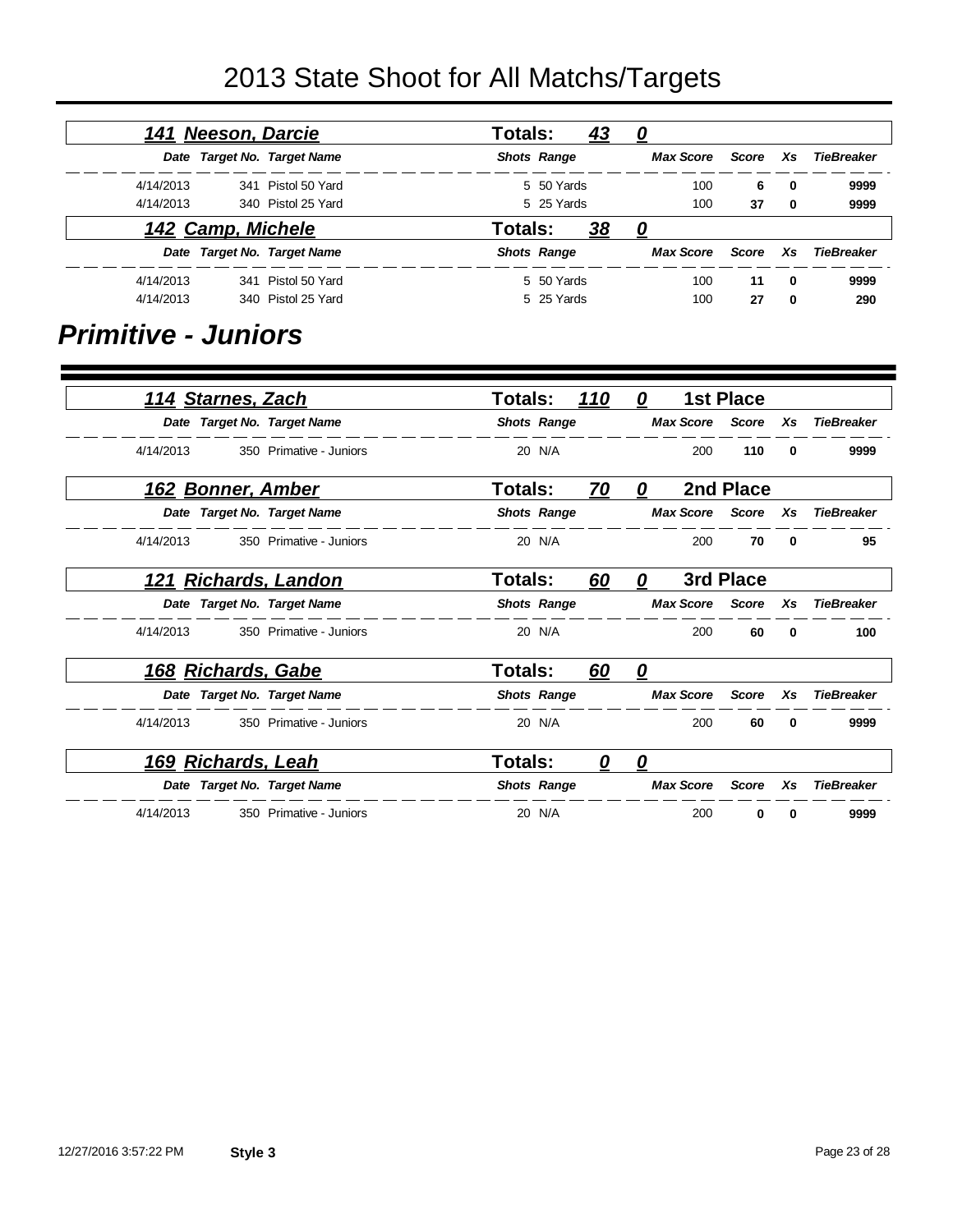# 2013 State Shoot for All Matchs/Targets

### 141 Neeson, Darcie — Totals: 43 0

| Date | Target No. | Target Name | Shots | Range | Max Score | Score | Xs | TieBreaker |
|---|---|---|---|---|---|---|---|---|
| 4/14/2013 | 341 | Pistol 50 Yard | 5 | 50 Yards | 100 | **6** | **0** | **9999** |
| 4/14/2013 | 340 | Pistol 25 Yard | 5 | 25 Yards | 100 | **37** | **0** | **9999** |

### 142 Camp, Michele — Totals: 38 0

| Date | Target No. | Target Name | Shots | Range | Max Score | Score | Xs | TieBreaker |
|---|---|---|---|---|---|---|---|---|
| 4/14/2013 | 341 | Pistol 50 Yard | 5 | 50 Yards | 100 | **11** | **0** | **9999** |
| 4/14/2013 | 340 | Pistol 25 Yard | 5 | 25 Yards | 100 | **27** | **0** | **290** |

## Primitive - Juniors

### 114 Starnes, Zach — Totals: 110 0 — 1st Place

| Date | Target No. | Target Name | Shots | Range | Max Score | Score | Xs | TieBreaker |
|---|---|---|---|---|---|---|---|---|
| 4/14/2013 | 350 | Primative - Juniors | 20 | N/A | 200 | **110** | **0** | **9999** |

### 162 Bonner, Amber — Totals: 70 0 — 2nd Place

| Date | Target No. | Target Name | Shots | Range | Max Score | Score | Xs | TieBreaker |
|---|---|---|---|---|---|---|---|---|
| 4/14/2013 | 350 | Primative - Juniors | 20 | N/A | 200 | **70** | **0** | **95** |

### 121 Richards, Landon — Totals: 60 0 — 3rd Place

| Date | Target No. | Target Name | Shots | Range | Max Score | Score | Xs | TieBreaker |
|---|---|---|---|---|---|---|---|---|
| 4/14/2013 | 350 | Primative - Juniors | 20 | N/A | 200 | **60** | **0** | **100** |

### 168 Richards, Gabe — Totals: 60 0

| Date | Target No. | Target Name | Shots | Range | Max Score | Score | Xs | TieBreaker |
|---|---|---|---|---|---|---|---|---|
| 4/14/2013 | 350 | Primative - Juniors | 20 | N/A | 200 | **60** | **0** | **9999** |

### 169 Richards, Leah — Totals: 0 0

| Date | Target No. | Target Name | Shots | Range | Max Score | Score | Xs | TieBreaker |
|---|---|---|---|---|---|---|---|---|
| 4/14/2013 | 350 | Primative - Juniors | 20 | N/A | 200 | **0** | **0** | **9999** |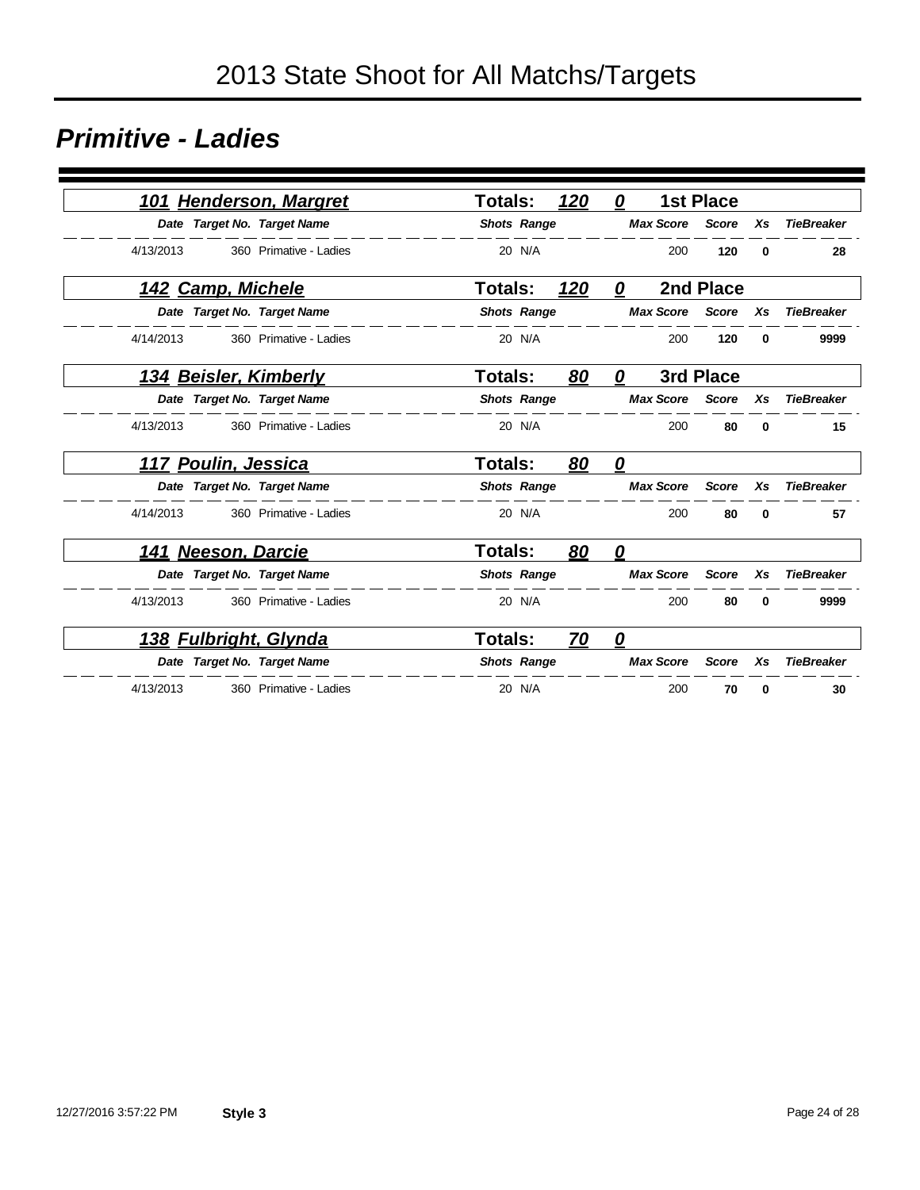# 2013 State Shoot for All Matchs/Targets

## Primitive - Ladies

### 101 Henderson, Margret — Totals: 120 0 — 1st Place

| Date | Target No. | Target Name | Shots | Range | Max Score | Score | Xs | TieBreaker |
|---|---|---|---|---|---|---|---|---|
| 4/13/2013 | 360 | Primative - Ladies | 20 | N/A | 200 | **120** | **0** | **28** |

### 142 Camp, Michele — Totals: 120 0 — 2nd Place

| Date | Target No. | Target Name | Shots | Range | Max Score | Score | Xs | TieBreaker |
|---|---|---|---|---|---|---|---|---|
| 4/14/2013 | 360 | Primative - Ladies | 20 | N/A | 200 | **120** | **0** | **9999** |

### 134 Beisler, Kimberly — Totals: 80 0 — 3rd Place

| Date | Target No. | Target Name | Shots | Range | Max Score | Score | Xs | TieBreaker |
|---|---|---|---|---|---|---|---|---|
| 4/13/2013 | 360 | Primative - Ladies | 20 | N/A | 200 | **80** | **0** | **15** |

### 117 Poulin, Jessica — Totals: 80 0

| Date | Target No. | Target Name | Shots | Range | Max Score | Score | Xs | TieBreaker |
|---|---|---|---|---|---|---|---|---|
| 4/14/2013 | 360 | Primative - Ladies | 20 | N/A | 200 | **80** | **0** | **57** |

### 141 Neeson, Darcie — Totals: 80 0

| Date | Target No. | Target Name | Shots | Range | Max Score | Score | Xs | TieBreaker |
|---|---|---|---|---|---|---|---|---|
| 4/13/2013 | 360 | Primative - Ladies | 20 | N/A | 200 | **80** | **0** | **9999** |

### 138 Fulbright, Glynda — Totals: 70 0

| Date | Target No. | Target Name | Shots | Range | Max Score | Score | Xs | TieBreaker |
|---|---|---|---|---|---|---|---|---|
| 4/13/2013 | 360 | Primative - Ladies | 20 | N/A | 200 | **70** | **0** | **30** |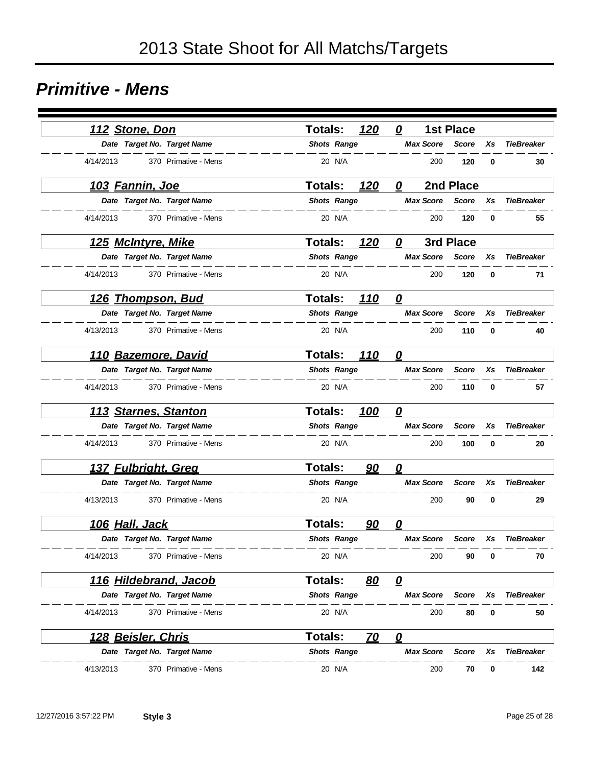# 2013 State Shoot for All Matchs/Targets

## *Primitive - Mens*

### 112 Stone, Don — Totals: 120 0 — 1st Place

| Date | Target No. | Target Name | Shots | Range | Max Score | Score | Xs | TieBreaker |
|---|---|---|---|---|---|---|---|---|
| 4/14/2013 | 370 | Primative - Mens | 20 | N/A | 200 | **120** | **0** | **30** |

### 103 Fannin, Joe — Totals: 120 0 — 2nd Place

| Date | Target No. | Target Name | Shots | Range | Max Score | Score | Xs | TieBreaker |
|---|---|---|---|---|---|---|---|---|
| 4/14/2013 | 370 | Primative - Mens | 20 | N/A | 200 | **120** | **0** | **55** |

### 125 McIntyre, Mike — Totals: 120 0 — 3rd Place

| Date | Target No. | Target Name | Shots | Range | Max Score | Score | Xs | TieBreaker |
|---|---|---|---|---|---|---|---|---|
| 4/14/2013 | 370 | Primative - Mens | 20 | N/A | 200 | **120** | **0** | **71** |

### 126 Thompson, Bud — Totals: 110 0

| Date | Target No. | Target Name | Shots | Range | Max Score | Score | Xs | TieBreaker |
|---|---|---|---|---|---|---|---|---|
| 4/13/2013 | 370 | Primative - Mens | 20 | N/A | 200 | **110** | **0** | **40** |

### 110 Bazemore, David — Totals: 110 0

| Date | Target No. | Target Name | Shots | Range | Max Score | Score | Xs | TieBreaker |
|---|---|---|---|---|---|---|---|---|
| 4/14/2013 | 370 | Primative - Mens | 20 | N/A | 200 | **110** | **0** | **57** |

### 113 Starnes, Stanton — Totals: 100 0

| Date | Target No. | Target Name | Shots | Range | Max Score | Score | Xs | TieBreaker |
|---|---|---|---|---|---|---|---|---|
| 4/14/2013 | 370 | Primative - Mens | 20 | N/A | 200 | **100** | **0** | **20** |

### 137 Fulbright, Greg — Totals: 90 0

| Date | Target No. | Target Name | Shots | Range | Max Score | Score | Xs | TieBreaker |
|---|---|---|---|---|---|---|---|---|
| 4/13/2013 | 370 | Primative - Mens | 20 | N/A | 200 | **90** | **0** | **29** |

### 106 Hall, Jack — Totals: 90 0

| Date | Target No. | Target Name | Shots | Range | Max Score | Score | Xs | TieBreaker |
|---|---|---|---|---|---|---|---|---|
| 4/14/2013 | 370 | Primative - Mens | 20 | N/A | 200 | **90** | **0** | **70** |

### 116 Hildebrand, Jacob — Totals: 80 0

| Date | Target No. | Target Name | Shots | Range | Max Score | Score | Xs | TieBreaker |
|---|---|---|---|---|---|---|---|---|
| 4/14/2013 | 370 | Primative - Mens | 20 | N/A | 200 | **80** | **0** | **50** |

### 128 Beisler, Chris — Totals: 70 0

| Date | Target No. | Target Name | Shots | Range | Max Score | Score | Xs | TieBreaker |
|---|---|---|---|---|---|---|---|---|
| 4/13/2013 | 370 | Primative - Mens | 20 | N/A | 200 | **70** | **0** | **142** |

12/27/2016 3:57:22 PM **Style 3**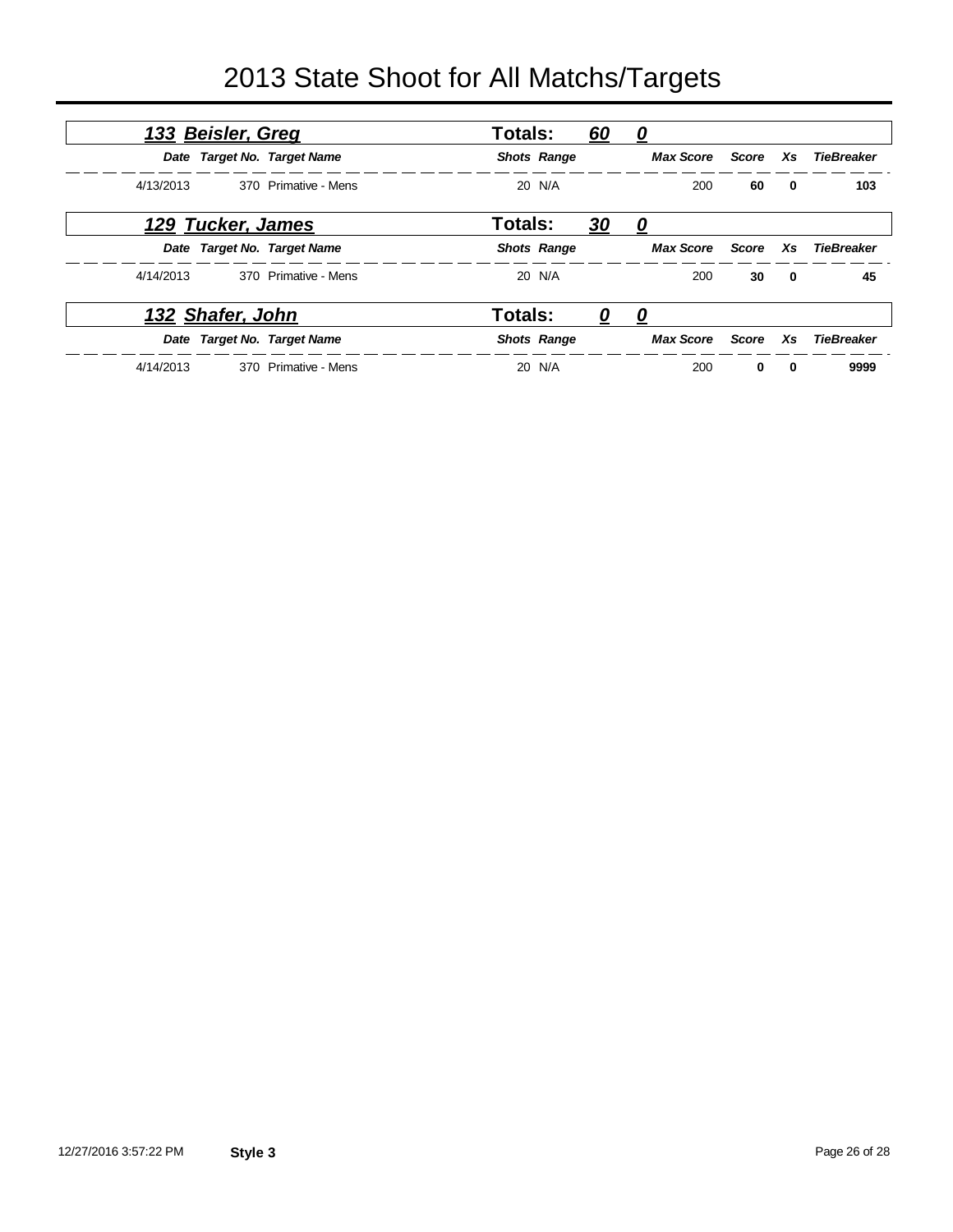# 2013 State Shoot for All Matchs/Targets

## *133 Beisler, Greg* — Totals: *60* *0*

| Date | Target No. | Target Name | Shots | Range | Max Score | Score | Xs | TieBreaker |
|---|---|---|---|---|---|---|---|---|
| 4/13/2013 | 370 | Primative - Mens | 20 | N/A | 200 | **60** | **0** | **103** |

## *129 Tucker, James* — Totals: *30* *0*

| Date | Target No. | Target Name | Shots | Range | Max Score | Score | Xs | TieBreaker |
|---|---|---|---|---|---|---|---|---|
| 4/14/2013 | 370 | Primative - Mens | 20 | N/A | 200 | **30** | **0** | **45** |

## *132 Shafer, John* — Totals: *0* *0*

| Date | Target No. | Target Name | Shots | Range | Max Score | Score | Xs | TieBreaker |
|---|---|---|---|---|---|---|---|---|
| 4/14/2013 | 370 | Primative - Mens | 20 | N/A | 200 | **0** | **0** | **9999** |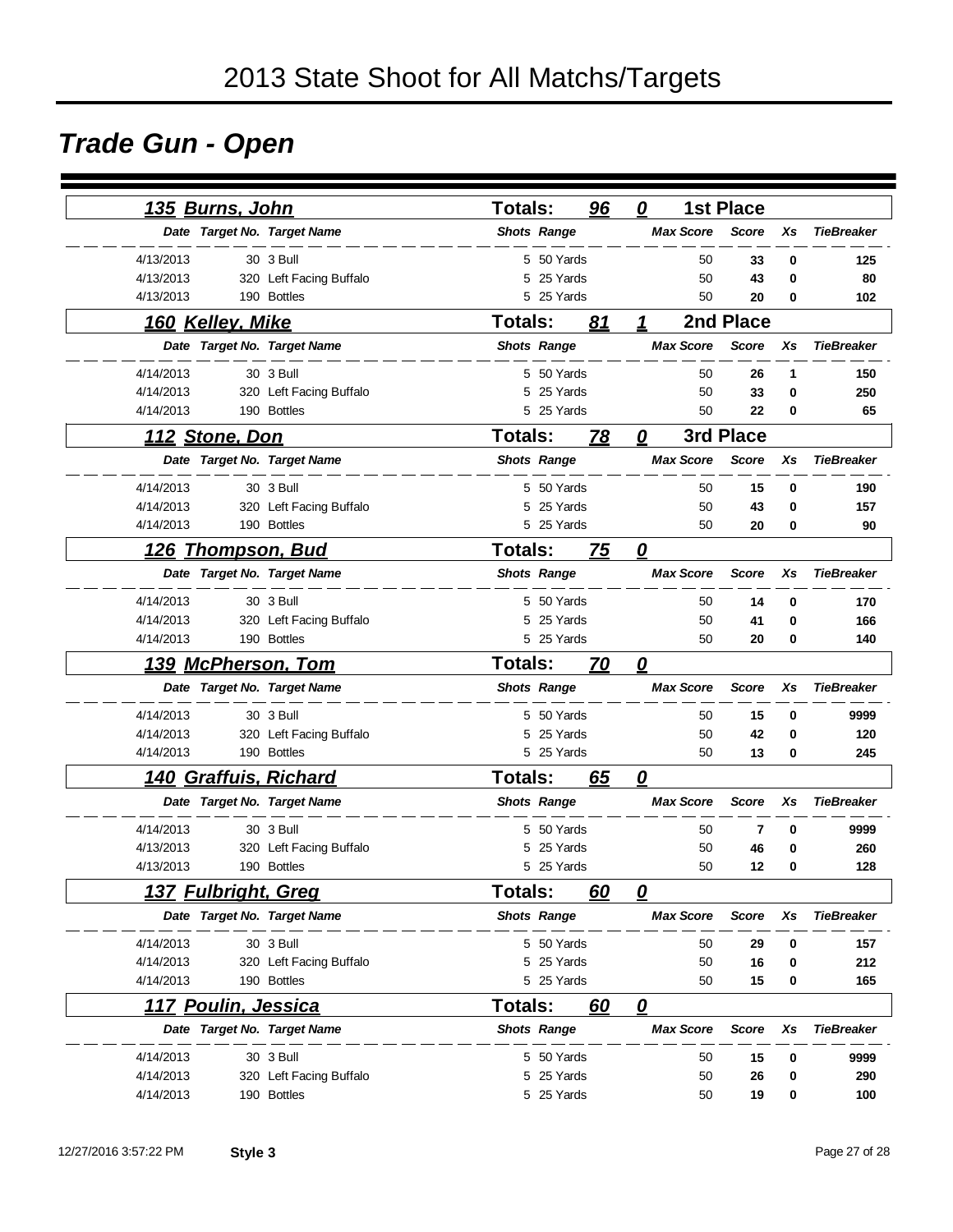# 2013 State Shoot for All Matchs/Targets

## *Trade Gun - Open*

### 135 Burns, John — Totals: 96 — 0 — 1st Place

| Date | Target No. | Target Name | Shots | Range | Max Score | Score | Xs | TieBreaker |
|---|---|---|---|---|---|---|---|---|
| 4/13/2013 | 30 | 3 Bull | 5 | 50 Yards | 50 | **33** | **0** | **125** |
| 4/13/2013 | 320 | Left Facing Buffalo | 5 | 25 Yards | 50 | **43** | **0** | **80** |
| 4/13/2013 | 190 | Bottles | 5 | 25 Yards | 50 | **20** | **0** | **102** |

### 160 Kelley, Mike — Totals: 81 — 1 — 2nd Place

| Date | Target No. | Target Name | Shots | Range | Max Score | Score | Xs | TieBreaker |
|---|---|---|---|---|---|---|---|---|
| 4/14/2013 | 30 | 3 Bull | 5 | 50 Yards | 50 | **26** | **1** | **150** |
| 4/14/2013 | 320 | Left Facing Buffalo | 5 | 25 Yards | 50 | **33** | **0** | **250** |
| 4/14/2013 | 190 | Bottles | 5 | 25 Yards | 50 | **22** | **0** | **65** |

### 112 Stone, Don — Totals: 78 — 0 — 3rd Place

| Date | Target No. | Target Name | Shots | Range | Max Score | Score | Xs | TieBreaker |
|---|---|---|---|---|---|---|---|---|
| 4/14/2013 | 30 | 3 Bull | 5 | 50 Yards | 50 | **15** | **0** | **190** |
| 4/14/2013 | 320 | Left Facing Buffalo | 5 | 25 Yards | 50 | **43** | **0** | **157** |
| 4/14/2013 | 190 | Bottles | 5 | 25 Yards | 50 | **20** | **0** | **90** |

### 126 Thompson, Bud — Totals: 75 — 0

| Date | Target No. | Target Name | Shots | Range | Max Score | Score | Xs | TieBreaker |
|---|---|---|---|---|---|---|---|---|
| 4/14/2013 | 30 | 3 Bull | 5 | 50 Yards | 50 | **14** | **0** | **170** |
| 4/14/2013 | 320 | Left Facing Buffalo | 5 | 25 Yards | 50 | **41** | **0** | **166** |
| 4/14/2013 | 190 | Bottles | 5 | 25 Yards | 50 | **20** | **0** | **140** |

### 139 McPherson, Tom — Totals: 70 — 0

| Date | Target No. | Target Name | Shots | Range | Max Score | Score | Xs | TieBreaker |
|---|---|---|---|---|---|---|---|---|
| 4/14/2013 | 30 | 3 Bull | 5 | 50 Yards | 50 | **15** | **0** | **9999** |
| 4/14/2013 | 320 | Left Facing Buffalo | 5 | 25 Yards | 50 | **42** | **0** | **120** |
| 4/14/2013 | 190 | Bottles | 5 | 25 Yards | 50 | **13** | **0** | **245** |

### 140 Graffuis, Richard — Totals: 65 — 0

| Date | Target No. | Target Name | Shots | Range | Max Score | Score | Xs | TieBreaker |
|---|---|---|---|---|---|---|---|---|
| 4/14/2013 | 30 | 3 Bull | 5 | 50 Yards | 50 | **7** | **0** | **9999** |
| 4/13/2013 | 320 | Left Facing Buffalo | 5 | 25 Yards | 50 | **46** | **0** | **260** |
| 4/13/2013 | 190 | Bottles | 5 | 25 Yards | 50 | **12** | **0** | **128** |

### 137 Fulbright, Greg — Totals: 60 — 0

| Date | Target No. | Target Name | Shots | Range | Max Score | Score | Xs | TieBreaker |
|---|---|---|---|---|---|---|---|---|
| 4/14/2013 | 30 | 3 Bull | 5 | 50 Yards | 50 | **29** | **0** | **157** |
| 4/14/2013 | 320 | Left Facing Buffalo | 5 | 25 Yards | 50 | **16** | **0** | **212** |
| 4/14/2013 | 190 | Bottles | 5 | 25 Yards | 50 | **15** | **0** | **165** |

### 117 Poulin, Jessica — Totals: 60 — 0

| Date | Target No. | Target Name | Shots | Range | Max Score | Score | Xs | TieBreaker |
|---|---|---|---|---|---|---|---|---|
| 4/14/2013 | 30 | 3 Bull | 5 | 50 Yards | 50 | **15** | **0** | **9999** |
| 4/14/2013 | 320 | Left Facing Buffalo | 5 | 25 Yards | 50 | **26** | **0** | **290** |
| 4/14/2013 | 190 | Bottles | 5 | 25 Yards | 50 | **19** | **0** | **100** |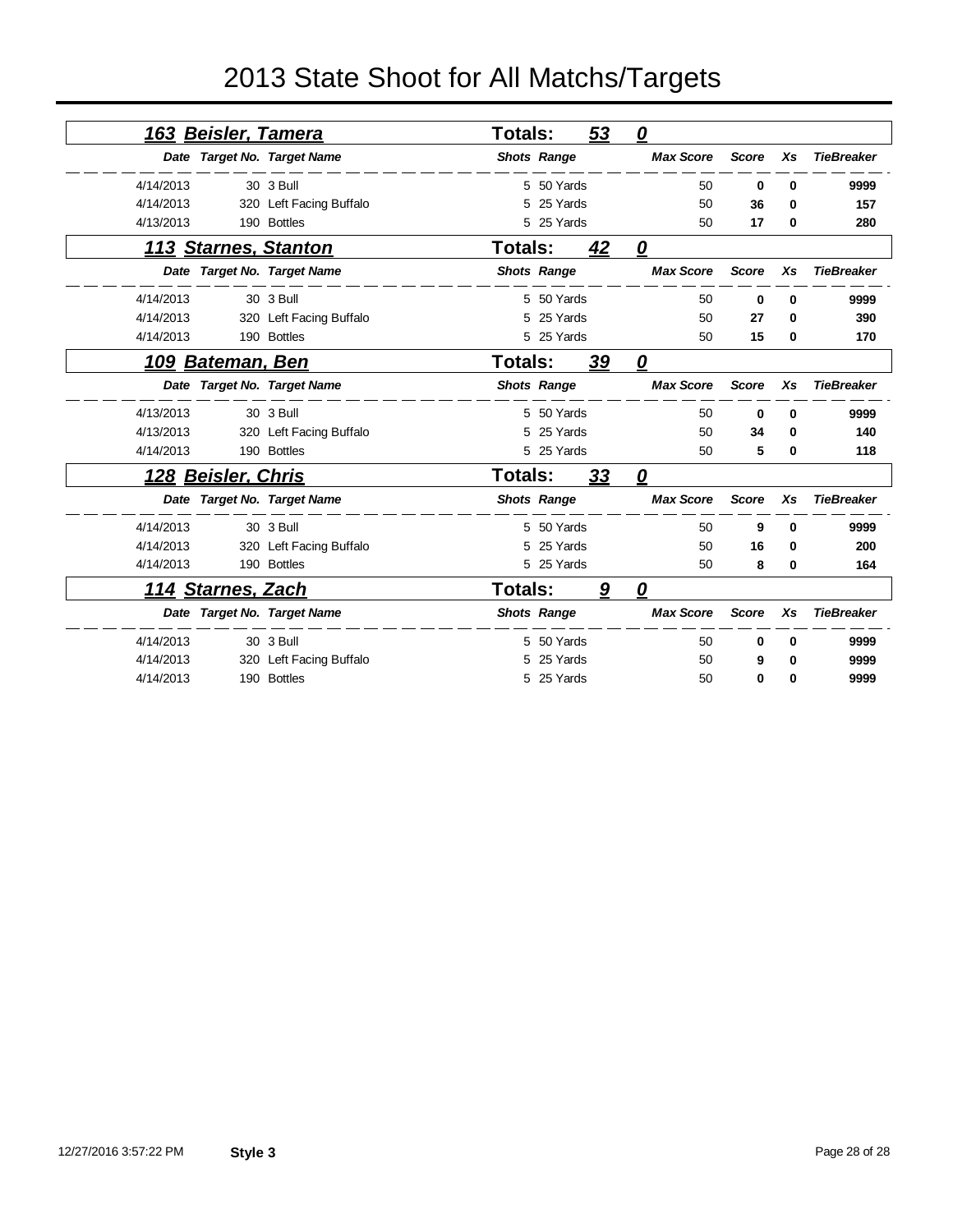# 2013 State Shoot for All Matchs/Targets

## 163 Beisler, Tamera — Totals: 53 0

| Date | Target No. | Target Name | Shots | Range | Max Score | Score | Xs | TieBreaker |
|---|---|---|---|---|---|---|---|---|
| 4/14/2013 | 30 | 3 Bull | 5 | 50 Yards | 50 | 0 | 0 | 9999 |
| 4/14/2013 | 320 | Left Facing Buffalo | 5 | 25 Yards | 50 | 36 | 0 | 157 |
| 4/13/2013 | 190 | Bottles | 5 | 25 Yards | 50 | 17 | 0 | 280 |

## 113 Starnes, Stanton — Totals: 42 0

| Date | Target No. | Target Name | Shots | Range | Max Score | Score | Xs | TieBreaker |
|---|---|---|---|---|---|---|---|---|
| 4/14/2013 | 30 | 3 Bull | 5 | 50 Yards | 50 | 0 | 0 | 9999 |
| 4/14/2013 | 320 | Left Facing Buffalo | 5 | 25 Yards | 50 | 27 | 0 | 390 |
| 4/14/2013 | 190 | Bottles | 5 | 25 Yards | 50 | 15 | 0 | 170 |

## 109 Bateman, Ben — Totals: 39 0

| Date | Target No. | Target Name | Shots | Range | Max Score | Score | Xs | TieBreaker |
|---|---|---|---|---|---|---|---|---|
| 4/13/2013 | 30 | 3 Bull | 5 | 50 Yards | 50 | 0 | 0 | 9999 |
| 4/13/2013 | 320 | Left Facing Buffalo | 5 | 25 Yards | 50 | 34 | 0 | 140 |
| 4/14/2013 | 190 | Bottles | 5 | 25 Yards | 50 | 5 | 0 | 118 |

## 128 Beisler, Chris — Totals: 33 0

| Date | Target No. | Target Name | Shots | Range | Max Score | Score | Xs | TieBreaker |
|---|---|---|---|---|---|---|---|---|
| 4/14/2013 | 30 | 3 Bull | 5 | 50 Yards | 50 | 9 | 0 | 9999 |
| 4/14/2013 | 320 | Left Facing Buffalo | 5 | 25 Yards | 50 | 16 | 0 | 200 |
| 4/14/2013 | 190 | Bottles | 5 | 25 Yards | 50 | 8 | 0 | 164 |

## 114 Starnes, Zach — Totals: 9 0

| Date | Target No. | Target Name | Shots | Range | Max Score | Score | Xs | TieBreaker |
|---|---|---|---|---|---|---|---|---|
| 4/14/2013 | 30 | 3 Bull | 5 | 50 Yards | 50 | 0 | 0 | 9999 |
| 4/14/2013 | 320 | Left Facing Buffalo | 5 | 25 Yards | 50 | 9 | 0 | 9999 |
| 4/14/2013 | 190 | Bottles | 5 | 25 Yards | 50 | 0 | 0 | 9999 |